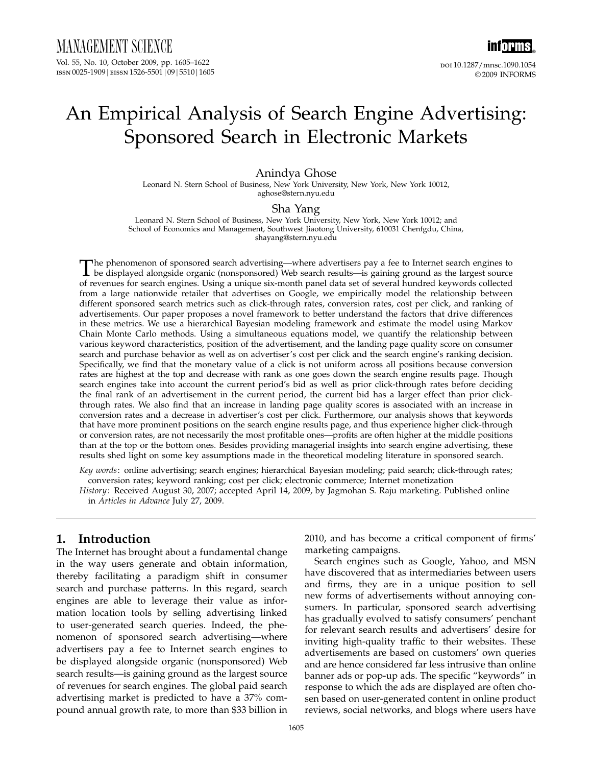# An Empirical Analysis of Search Engine Advertising: Sponsored Search in Electronic Markets

Anindya Ghose
Leonard N. Stern School of Business, New York University, New York, New York 10012, aghose@stern.nyu.edu

Sha Yang
Leonard N. Stern School of Business, New York University, New York, New York 10012; and School of Economics and Management, Southwest Jiaotong University, 610031 Chenfgdu, China, shayang@stern.nyu.edu

The phenomenon of sponsored search advertising—where advertisers pay a fee to Internet search engines to be displayed alongside organic (nonsponsored) Web search results—is gaining ground as the largest source of revenues for search engines. Using a unique six-month panel data set of several hundred keywords collected from a large nationwide retailer that advertises on Google, we empirically model the relationship between different sponsored search metrics such as click-through rates, conversion rates, cost per click, and ranking of advertisements. Our paper proposes a novel framework to better understand the factors that drive differences in these metrics. We use a hierarchical Bayesian modeling framework and estimate the model using Markov Chain Monte Carlo methods. Using a simultaneous equations model, we quantify the relationship between various keyword characteristics, position of the advertisement, and the landing page quality score on consumer search and purchase behavior as well as on advertiser's cost per click and the search engine's ranking decision. Specifically, we find that the monetary value of a click is not uniform across all positions because conversion rates are highest at the top and decrease with rank as one goes down the search engine results page. Though search engines take into account the current period's bid as well as prior click-through rates before deciding the final rank of an advertisement in the current period, the current bid has a larger effect than prior click-through rates. We also find that an increase in landing page quality scores is associated with an increase in conversion rates and a decrease in advertiser's cost per click. Furthermore, our analysis shows that keywords that have more prominent positions on the search engine results page, and thus experience higher click-through or conversion rates, are not necessarily the most profitable ones—profits are often higher at the middle positions than at the top or the bottom ones. Besides providing managerial insights into search engine advertising, these results shed light on some key assumptions made in the theoretical modeling literature in sponsored search.

*Key words*: online advertising; search engines; hierarchical Bayesian modeling; paid search; click-through rates; conversion rates; keyword ranking; cost per click; electronic commerce; Internet monetization

*History*: Received August 30, 2007; accepted April 14, 2009, by Jagmohan S. Raju marketing. Published online in *Articles in Advance* July 27, 2009.

## 1. Introduction

The Internet has brought about a fundamental change in the way users generate and obtain information, thereby facilitating a paradigm shift in consumer search and purchase patterns. In this regard, search engines are able to leverage their value as information location tools by selling advertising linked to user-generated search queries. Indeed, the phenomenon of sponsored search advertising—where advertisers pay a fee to Internet search engines to be displayed alongside organic (nonsponsored) Web search results—is gaining ground as the largest source of revenues for search engines. The global paid search advertising market is predicted to have a 37% compound annual growth rate, to more than $33 billion in 2010, and has become a critical component of firms' marketing campaigns.

Search engines such as Google, Yahoo, and MSN have discovered that as intermediaries between users and firms, they are in a unique position to sell new forms of advertisements without annoying consumers. In particular, sponsored search advertising has gradually evolved to satisfy consumers' penchant for relevant search results and advertisers' desire for inviting high-quality traffic to their websites. These advertisements are based on customers' own queries and are hence considered far less intrusive than online banner ads or pop-up ads. The specific "keywords" in response to which the ads are displayed are often chosen based on user-generated content in online product reviews, social networks, and blogs where users have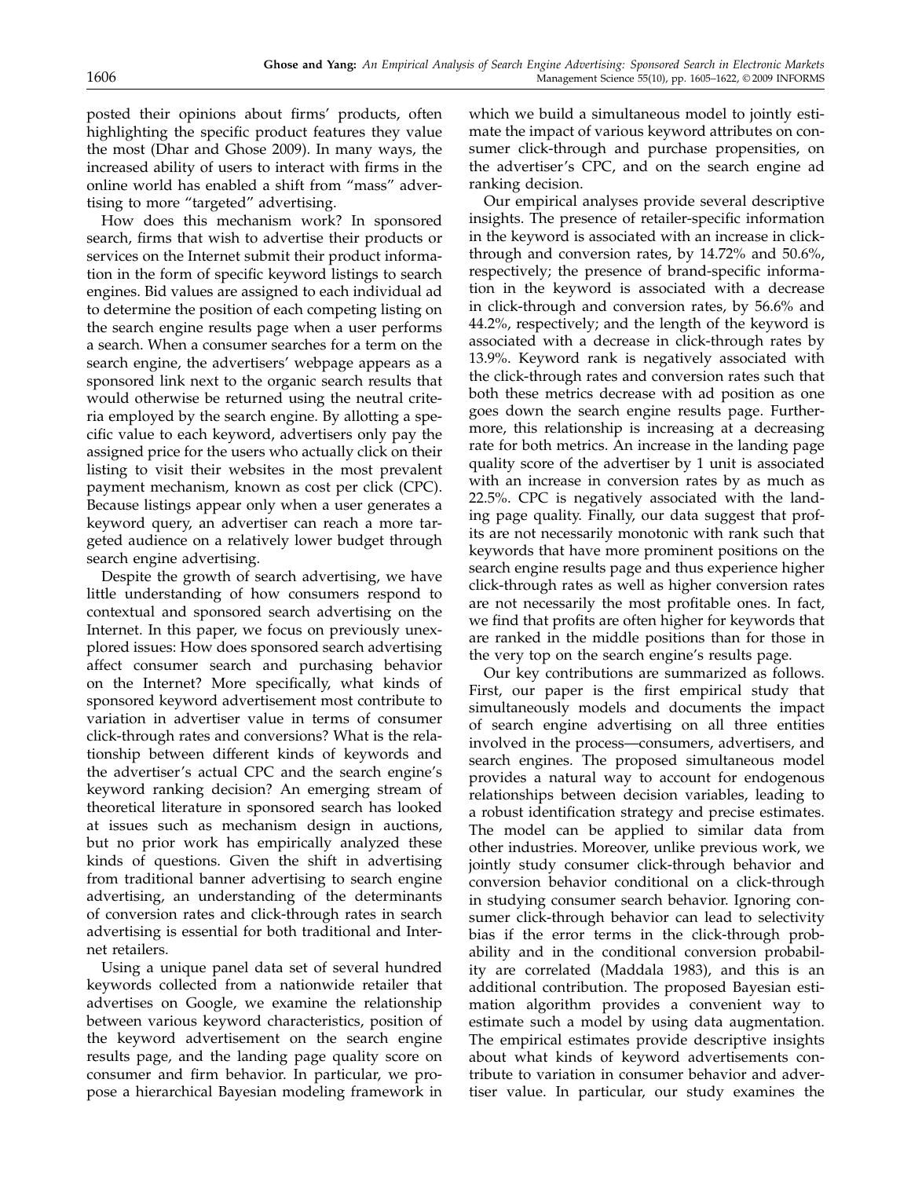posted their opinions about firms' products, often highlighting the specific product features they value the most (Dhar and Ghose 2009). In many ways, the increased ability of users to interact with firms in the online world has enabled a shift from "mass" advertising to more "targeted" advertising.

How does this mechanism work? In sponsored search, firms that wish to advertise their products or services on the Internet submit their product information in the form of specific keyword listings to search engines. Bid values are assigned to each individual ad to determine the position of each competing listing on the search engine results page when a user performs a search. When a consumer searches for a term on the search engine, the advertisers' webpage appears as a sponsored link next to the organic search results that would otherwise be returned using the neutral criteria employed by the search engine. By allotting a specific value to each keyword, advertisers only pay the assigned price for the users who actually click on their listing to visit their websites in the most prevalent payment mechanism, known as cost per click (CPC). Because listings appear only when a user generates a keyword query, an advertiser can reach a more targeted audience on a relatively lower budget through search engine advertising.

Despite the growth of search advertising, we have little understanding of how consumers respond to contextual and sponsored search advertising on the Internet. In this paper, we focus on previously unexplored issues: How does sponsored search advertising affect consumer search and purchasing behavior on the Internet? More specifically, what kinds of sponsored keyword advertisement most contribute to variation in advertiser value in terms of consumer click-through rates and conversions? What is the relationship between different kinds of keywords and the advertiser's actual CPC and the search engine's keyword ranking decision? An emerging stream of theoretical literature in sponsored search has looked at issues such as mechanism design in auctions, but no prior work has empirically analyzed these kinds of questions. Given the shift in advertising from traditional banner advertising to search engine advertising, an understanding of the determinants of conversion rates and click-through rates in search advertising is essential for both traditional and Internet retailers.

Using a unique panel data set of several hundred keywords collected from a nationwide retailer that advertises on Google, we examine the relationship between various keyword characteristics, position of the keyword advertisement on the search engine results page, and the landing page quality score on consumer and firm behavior. In particular, we propose a hierarchical Bayesian modeling framework in which we build a simultaneous model to jointly estimate the impact of various keyword attributes on consumer click-through and purchase propensities, on the advertiser's CPC, and on the search engine ad ranking decision.

Our empirical analyses provide several descriptive insights. The presence of retailer-specific information in the keyword is associated with an increase in click-through and conversion rates, by 14.72% and 50.6%, respectively; the presence of brand-specific information in the keyword is associated with a decrease in click-through and conversion rates, by 56.6% and 44.2%, respectively; and the length of the keyword is associated with a decrease in click-through rates by 13.9%. Keyword rank is negatively associated with the click-through rates and conversion rates such that both these metrics decrease with ad position as one goes down the search engine results page. Furthermore, this relationship is increasing at a decreasing rate for both metrics. An increase in the landing page quality score of the advertiser by 1 unit is associated with an increase in conversion rates by as much as 22.5%. CPC is negatively associated with the landing page quality. Finally, our data suggest that profits are not necessarily monotonic with rank such that keywords that have more prominent positions on the search engine results page and thus experience higher click-through rates as well as higher conversion rates are not necessarily the most profitable ones. In fact, we find that profits are often higher for keywords that are ranked in the middle positions than for those in the very top on the search engine's results page.

Our key contributions are summarized as follows. First, our paper is the first empirical study that simultaneously models and documents the impact of search engine advertising on all three entities involved in the process—consumers, advertisers, and search engines. The proposed simultaneous model provides a natural way to account for endogenous relationships between decision variables, leading to a robust identification strategy and precise estimates. The model can be applied to similar data from other industries. Moreover, unlike previous work, we jointly study consumer click-through behavior and conversion behavior conditional on a click-through in studying consumer search behavior. Ignoring consumer click-through behavior can lead to selectivity bias if the error terms in the click-through probability and in the conditional conversion probability are correlated (Maddala 1983), and this is an additional contribution. The proposed Bayesian estimation algorithm provides a convenient way to estimate such a model by using data augmentation. The empirical estimates provide descriptive insights about what kinds of keyword advertisements contribute to variation in consumer behavior and advertiser value. In particular, our study examines the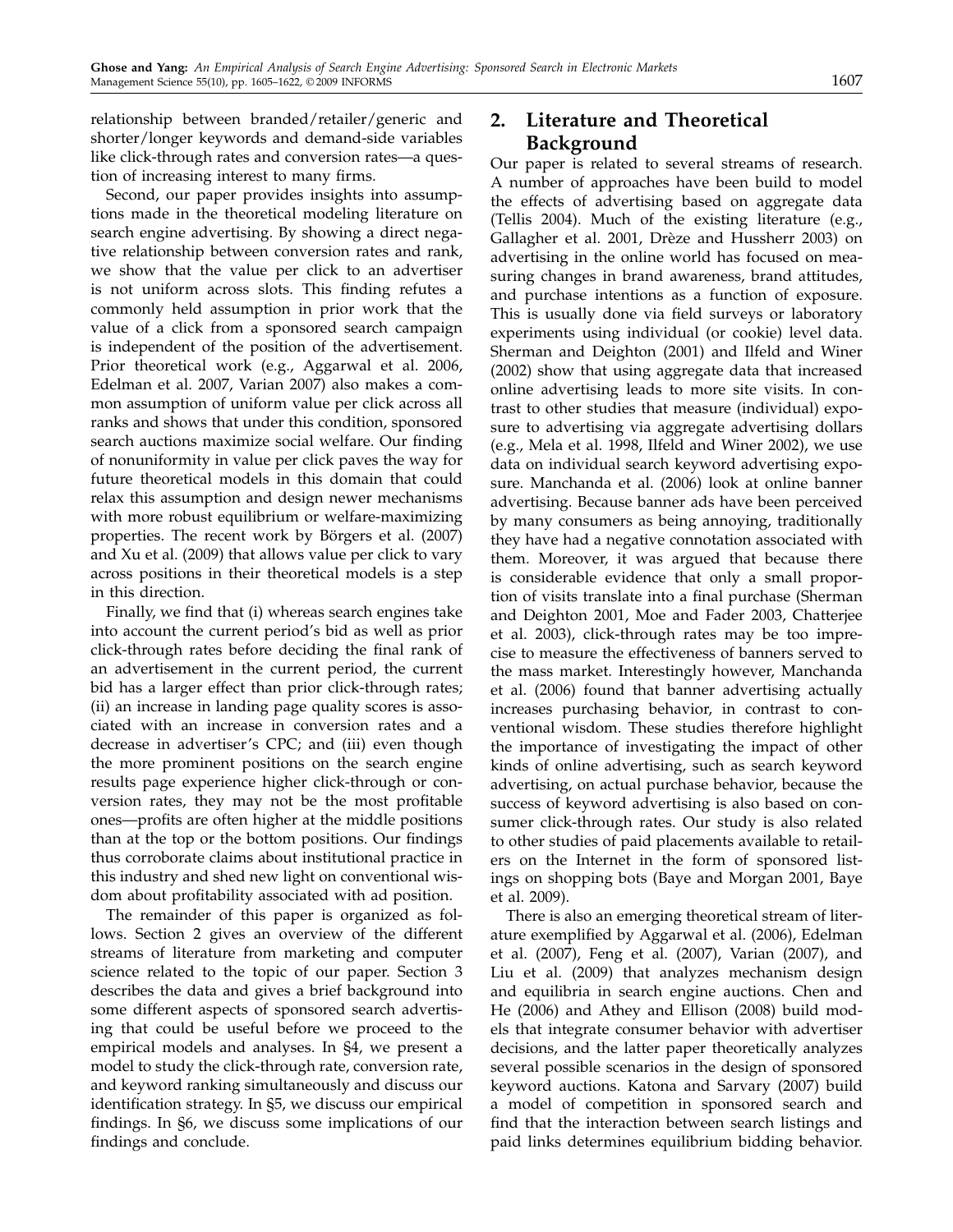relationship between branded/retailer/generic and shorter/longer keywords and demand-side variables like click-through rates and conversion rates—a question of increasing interest to many firms.

Second, our paper provides insights into assumptions made in the theoretical modeling literature on search engine advertising. By showing a direct negative relationship between conversion rates and rank, we show that the value per click to an advertiser is not uniform across slots. This finding refutes a commonly held assumption in prior work that the value of a click from a sponsored search campaign is independent of the position of the advertisement. Prior theoretical work (e.g., Aggarwal et al. 2006, Edelman et al. 2007, Varian 2007) also makes a common assumption of uniform value per click across all ranks and shows that under this condition, sponsored search auctions maximize social welfare. Our finding of nonuniformity in value per click paves the way for future theoretical models in this domain that could relax this assumption and design newer mechanisms with more robust equilibrium or welfare-maximizing properties. The recent work by Börgers et al. (2007) and Xu et al. (2009) that allows value per click to vary across positions in their theoretical models is a step in this direction.

Finally, we find that (i) whereas search engines take into account the current period's bid as well as prior click-through rates before deciding the final rank of an advertisement in the current period, the current bid has a larger effect than prior click-through rates; (ii) an increase in landing page quality scores is associated with an increase in conversion rates and a decrease in advertiser's CPC; and (iii) even though the more prominent positions on the search engine results page experience higher click-through or conversion rates, they may not be the most profitable ones—profits are often higher at the middle positions than at the top or the bottom positions. Our findings thus corroborate claims about institutional practice in this industry and shed new light on conventional wisdom about profitability associated with ad position.

The remainder of this paper is organized as follows. Section 2 gives an overview of the different streams of literature from marketing and computer science related to the topic of our paper. Section 3 describes the data and gives a brief background into some different aspects of sponsored search advertising that could be useful before we proceed to the empirical models and analyses. In §4, we present a model to study the click-through rate, conversion rate, and keyword ranking simultaneously and discuss our identification strategy. In §5, we discuss our empirical findings. In §6, we discuss some implications of our findings and conclude.

## 2. Literature and Theoretical Background

Our paper is related to several streams of research. A number of approaches have been build to model the effects of advertising based on aggregate data (Tellis 2004). Much of the existing literature (e.g., Gallagher et al. 2001, Drèze and Hussherr 2003) on advertising in the online world has focused on measuring changes in brand awareness, brand attitudes, and purchase intentions as a function of exposure. This is usually done via field surveys or laboratory experiments using individual (or cookie) level data. Sherman and Deighton (2001) and Ilfeld and Winer (2002) show that using aggregate data that increased online advertising leads to more site visits. In contrast to other studies that measure (individual) exposure to advertising via aggregate advertising dollars (e.g., Mela et al. 1998, Ilfeld and Winer 2002), we use data on individual search keyword advertising exposure. Manchanda et al. (2006) look at online banner advertising. Because banner ads have been perceived by many consumers as being annoying, traditionally they have had a negative connotation associated with them. Moreover, it was argued that because there is considerable evidence that only a small proportion of visits translate into a final purchase (Sherman and Deighton 2001, Moe and Fader 2003, Chatterjee et al. 2003), click-through rates may be too imprecise to measure the effectiveness of banners served to the mass market. Interestingly however, Manchanda et al. (2006) found that banner advertising actually increases purchasing behavior, in contrast to conventional wisdom. These studies therefore highlight the importance of investigating the impact of other kinds of online advertising, such as search keyword advertising, on actual purchase behavior, because the success of keyword advertising is also based on consumer click-through rates. Our study is also related to other studies of paid placements available to retailers on the Internet in the form of sponsored listings on shopping bots (Baye and Morgan 2001, Baye et al. 2009).

There is also an emerging theoretical stream of literature exemplified by Aggarwal et al. (2006), Edelman et al. (2007), Feng et al. (2007), Varian (2007), and Liu et al. (2009) that analyzes mechanism design and equilibria in search engine auctions. Chen and He (2006) and Athey and Ellison (2008) build models that integrate consumer behavior with advertiser decisions, and the latter paper theoretically analyzes several possible scenarios in the design of sponsored keyword auctions. Katona and Sarvary (2007) build a model of competition in sponsored search and find that the interaction between search listings and paid links determines equilibrium bidding behavior.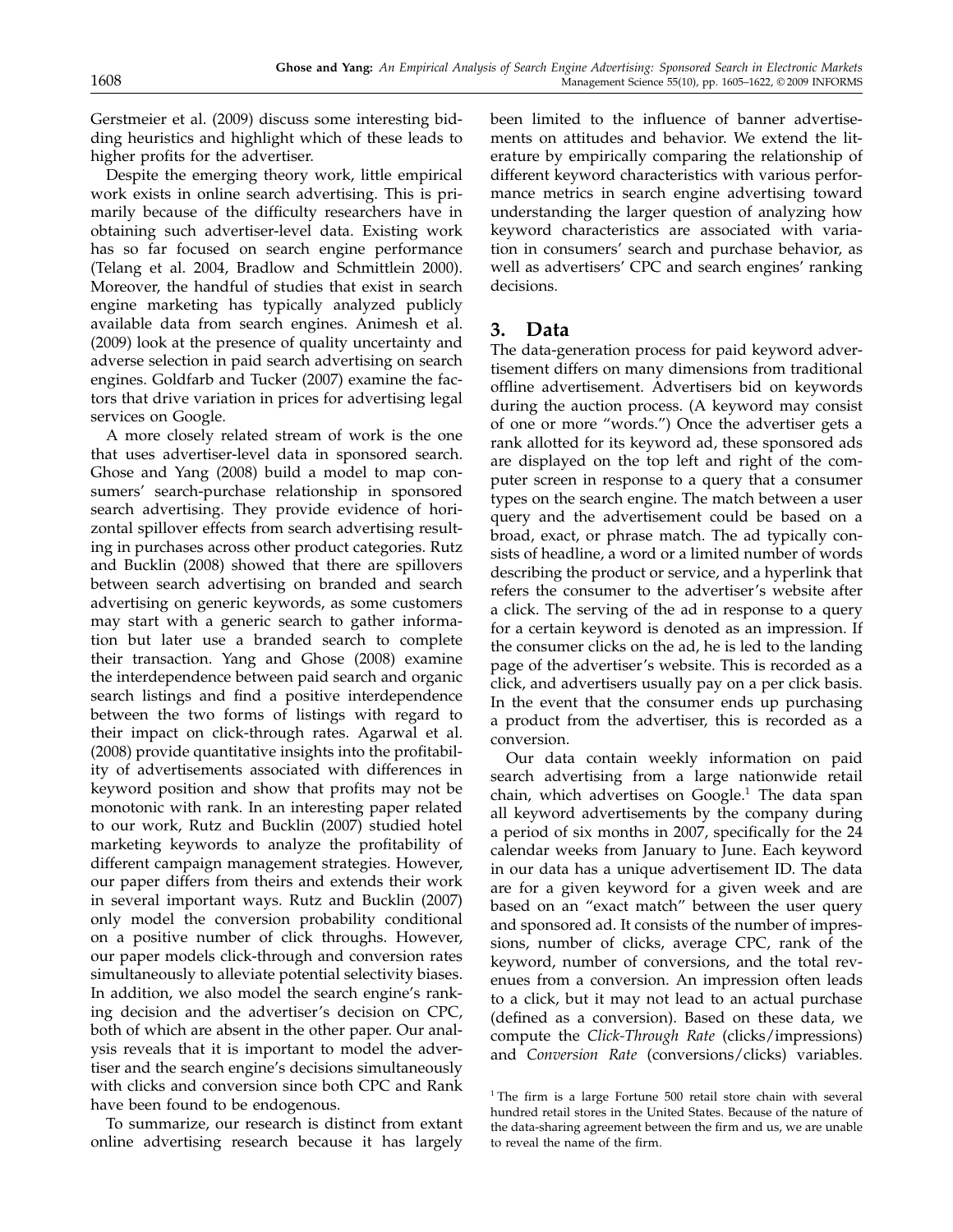Gerstmeier et al. (2009) discuss some interesting bidding heuristics and highlight which of these leads to higher profits for the advertiser.

Despite the emerging theory work, little empirical work exists in online search advertising. This is primarily because of the difficulty researchers have in obtaining such advertiser-level data. Existing work has so far focused on search engine performance (Telang et al. 2004, Bradlow and Schmittlein 2000). Moreover, the handful of studies that exist in search engine marketing has typically analyzed publicly available data from search engines. Animesh et al. (2009) look at the presence of quality uncertainty and adverse selection in paid search advertising on search engines. Goldfarb and Tucker (2007) examine the factors that drive variation in prices for advertising legal services on Google.

A more closely related stream of work is the one that uses advertiser-level data in sponsored search. Ghose and Yang (2008) build a model to map consumers' search-purchase relationship in sponsored search advertising. They provide evidence of horizontal spillover effects from search advertising resulting in purchases across other product categories. Rutz and Bucklin (2008) showed that there are spillovers between search advertising on branded and search advertising on generic keywords, as some customers may start with a generic search to gather information but later use a branded search to complete their transaction. Yang and Ghose (2008) examine the interdependence between paid search and organic search listings and find a positive interdependence between the two forms of listings with regard to their impact on click-through rates. Agarwal et al. (2008) provide quantitative insights into the profitability of advertisements associated with differences in keyword position and show that profits may not be monotonic with rank. In an interesting paper related to our work, Rutz and Bucklin (2007) studied hotel marketing keywords to analyze the profitability of different campaign management strategies. However, our paper differs from theirs and extends their work in several important ways. Rutz and Bucklin (2007) only model the conversion probability conditional on a positive number of click throughs. However, our paper models click-through and conversion rates simultaneously to alleviate potential selectivity biases. In addition, we also model the search engine's ranking decision and the advertiser's decision on CPC, both of which are absent in the other paper. Our analysis reveals that it is important to model the advertiser and the search engine's decisions simultaneously with clicks and conversion since both CPC and Rank have been found to be endogenous.

To summarize, our research is distinct from extant online advertising research because it has largely been limited to the influence of banner advertisements on attitudes and behavior. We extend the literature by empirically comparing the relationship of different keyword characteristics with various performance metrics in search engine advertising toward understanding the larger question of analyzing how keyword characteristics are associated with variation in consumers' search and purchase behavior, as well as advertisers' CPC and search engines' ranking decisions.

## 3. Data

The data-generation process for paid keyword advertisement differs on many dimensions from traditional offline advertisement. Advertisers bid on keywords during the auction process. (A keyword may consist of one or more "words.") Once the advertiser gets a rank allotted for its keyword ad, these sponsored ads are displayed on the top left and right of the computer screen in response to a query that a consumer types on the search engine. The match between a user query and the advertisement could be based on a broad, exact, or phrase match. The ad typically consists of headline, a word or a limited number of words describing the product or service, and a hyperlink that refers the consumer to the advertiser's website after a click. The serving of the ad in response to a query for a certain keyword is denoted as an impression. If the consumer clicks on the ad, he is led to the landing page of the advertiser's website. This is recorded as a click, and advertisers usually pay on a per click basis. In the event that the consumer ends up purchasing a product from the advertiser, this is recorded as a conversion.

Our data contain weekly information on paid search advertising from a large nationwide retail chain, which advertises on Google.[1] The data span all keyword advertisements by the company during a period of six months in 2007, specifically for the 24 calendar weeks from January to June. Each keyword in our data has a unique advertisement ID. The data are for a given keyword for a given week and are based on an "exact match" between the user query and sponsored ad. It consists of the number of impressions, number of clicks, average CPC, rank of the keyword, number of conversions, and the total revenues from a conversion. An impression often leads to a click, but it may not lead to an actual purchase (defined as a conversion). Based on these data, we compute the *Click-Through Rate* (clicks/impressions) and *Conversion Rate* (conversions/clicks) variables.

[1] The firm is a large Fortune 500 retail store chain with several hundred retail stores in the United States. Because of the nature of the data-sharing agreement between the firm and us, we are unable to reveal the name of the firm.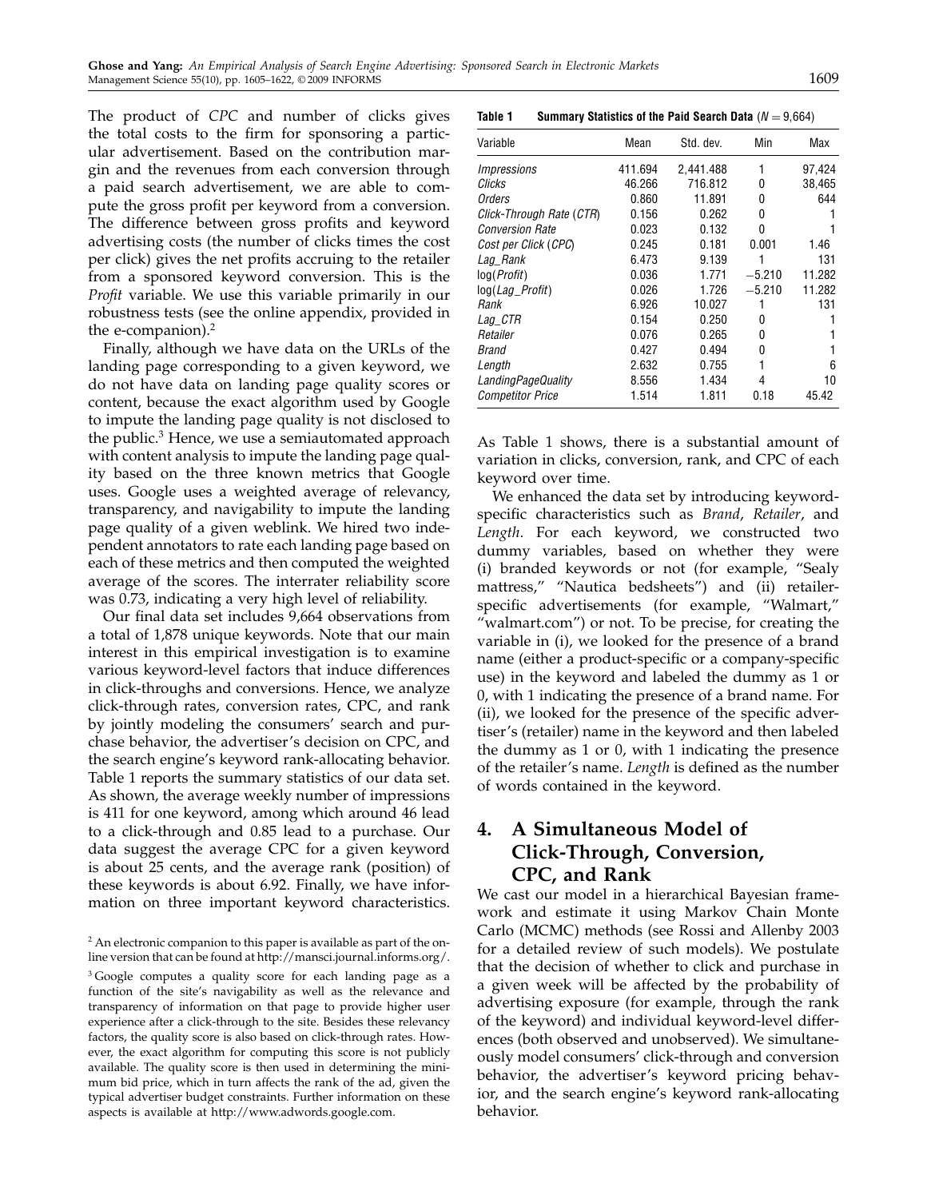The product of *CPC* and number of clicks gives the total costs to the firm for sponsoring a particular advertisement. Based on the contribution margin and the revenues from each conversion through a paid search advertisement, we are able to compute the gross profit per keyword from a conversion. The difference between gross profits and keyword advertising costs (the number of clicks times the cost per click) gives the net profits accruing to the retailer from a sponsored keyword conversion. This is the *Profit* variable. We use this variable primarily in our robustness tests (see the online appendix, provided in the e-companion).[2]

Finally, although we have data on the URLs of the landing page corresponding to a given keyword, we do not have data on landing page quality scores or content, because the exact algorithm used by Google to impute the landing page quality is not disclosed to the public.[3] Hence, we use a semiautomated approach with content analysis to impute the landing page quality based on the three known metrics that Google uses. Google uses a weighted average of relevancy, transparency, and navigability to impute the landing page quality of a given weblink. We hired two independent annotators to rate each landing page based on each of these metrics and then computed the weighted average of the scores. The interrater reliability score was 0.73, indicating a very high level of reliability.

Our final data set includes 9,664 observations from a total of 1,878 unique keywords. Note that our main interest in this empirical investigation is to examine various keyword-level factors that induce differences in click-throughs and conversions. Hence, we analyze click-through rates, conversion rates, CPC, and rank by jointly modeling the consumers' search and purchase behavior, the advertiser's decision on CPC, and the search engine's keyword rank-allocating behavior. Table 1 reports the summary statistics of our data set. As shown, the average weekly number of impressions is 411 for one keyword, among which around 46 lead to a click-through and 0.85 lead to a purchase. Our data suggest the average CPC for a given keyword is about 25 cents, and the average rank (position) of these keywords is about 6.92. Finally, we have information on three important keyword characteristics.

**Table 1** **Summary Statistics of the Paid Search Data** ($N = 9{,}664$)

| Variable | Mean | Std. dev. | Min | Max |
|---|---|---|---|---|
| *Impressions* | 411.694 | 2,441.488 | 1 | 97,424 |
| *Clicks* | 46.266 | 716.812 | 0 | 38,465 |
| *Orders* | 0.860 | 11.891 | 0 | 644 |
| *Click-Through Rate* (*CTR*) | 0.156 | 0.262 | 0 | 1 |
| *Conversion Rate* | 0.023 | 0.132 | 0 | 1 |
| *Cost per Click* (*CPC*) | 0.245 | 0.181 | 0.001 | 1.46 |
| *Lag_Rank* | 6.473 | 9.139 | 1 | 131 |
| log(*Profit*) | 0.036 | 1.771 | −5.210 | 11.282 |
| log(*Lag_Profit*) | 0.026 | 1.726 | −5.210 | 11.282 |
| *Rank* | 6.926 | 10.027 | 1 | 131 |
| *Lag_CTR* | 0.154 | 0.250 | 0 | 1 |
| *Retailer* | 0.076 | 0.265 | 0 | 1 |
| *Brand* | 0.427 | 0.494 | 0 | 1 |
| *Length* | 2.632 | 0.755 | 1 | 6 |
| *LandingPageQuality* | 8.556 | 1.434 | 4 | 10 |
| *Competitor Price* | 1.514 | 1.811 | 0.18 | 45.42 |

As Table 1 shows, there is a substantial amount of variation in clicks, conversion, rank, and CPC of each keyword over time.

We enhanced the data set by introducing keyword-specific characteristics such as *Brand*, *Retailer*, and *Length*. For each keyword, we constructed two dummy variables, based on whether they were (i) branded keywords or not (for example, "Sealy mattress," "Nautica bedsheets") and (ii) retailer-specific advertisements (for example, "Walmart," "walmart.com") or not. To be precise, for creating the variable in (i), we looked for the presence of a brand name (either a product-specific or a company-specific use) in the keyword and labeled the dummy as 1 or 0, with 1 indicating the presence of a brand name. For (ii), we looked for the presence of the specific advertiser's (retailer) name in the keyword and then labeled the dummy as 1 or 0, with 1 indicating the presence of the retailer's name. *Length* is defined as the number of words contained in the keyword.

## 4. A Simultaneous Model of Click-Through, Conversion, CPC, and Rank

We cast our model in a hierarchical Bayesian framework and estimate it using Markov Chain Monte Carlo (MCMC) methods (see Rossi and Allenby 2003 for a detailed review of such models). We postulate that the decision of whether to click and purchase in a given week will be affected by the probability of advertising exposure (for example, through the rank of the keyword) and individual keyword-level differences (both observed and unobserved). We simultaneously model consumers' click-through and conversion behavior, the advertiser's keyword pricing behavior, and the search engine's keyword rank-allocating behavior.

[2] An electronic companion to this paper is available as part of the online version that can be found at http://mansci.journal.informs.org/.

[3] Google computes a quality score for each landing page as a function of the site's navigability as well as the relevance and transparency of information on that page to provide higher user experience after a click-through to the site. Besides these relevancy factors, the quality score is also based on click-through rates. However, the exact algorithm for computing this score is not publicly available. The quality score is then used in determining the minimum bid price, which in turn affects the rank of the ad, given the typical advertiser budget constraints. Further information on these aspects is available at http://www.adwords.google.com.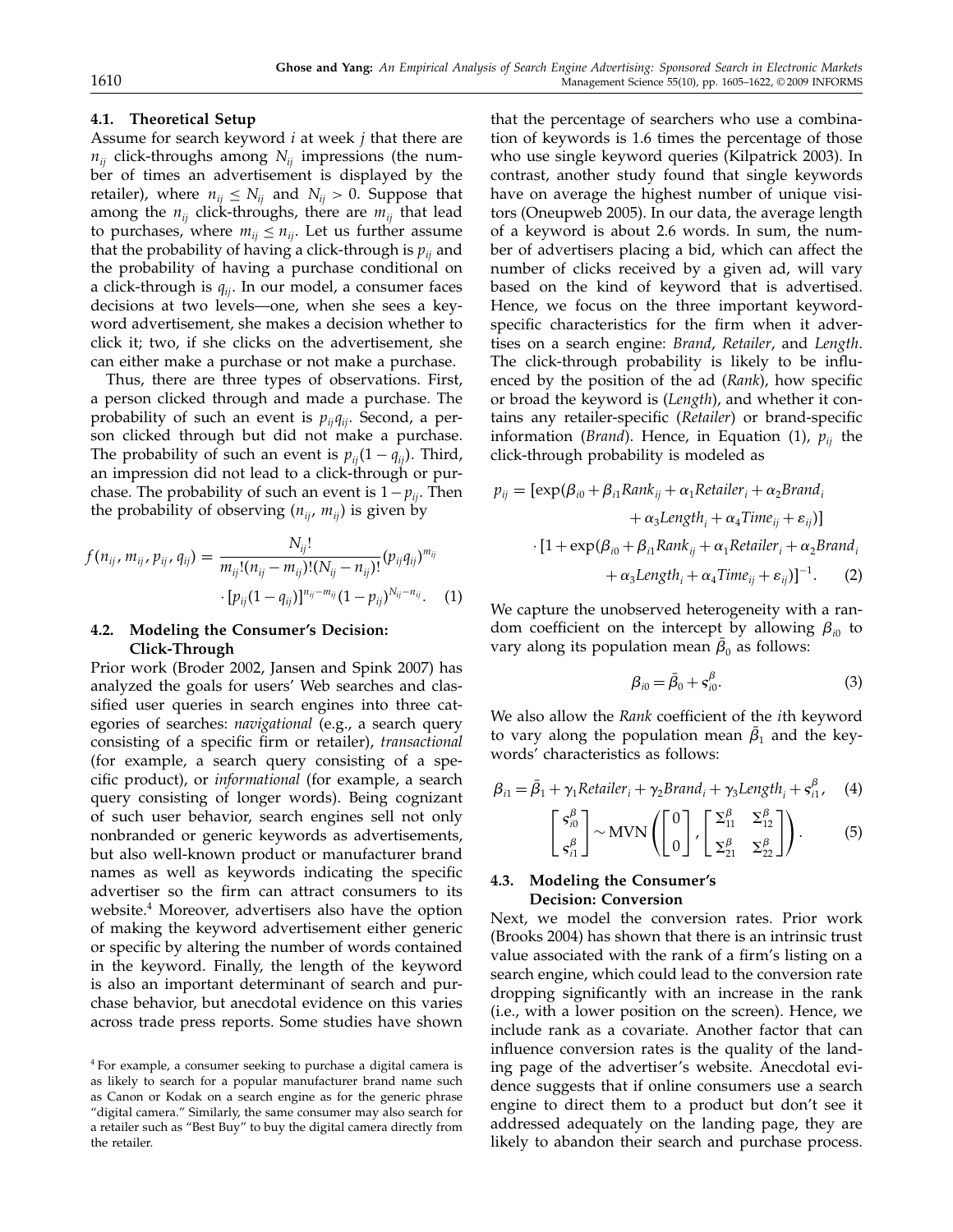### 4.1. Theoretical Setup

Assume for search keyword $i$ at week $j$ that there are $n_{ij}$ click-throughs among $N_{ij}$ impressions (the number of times an advertisement is displayed by the retailer), where $n_{ij} \leq N_{ij}$ and $N_{ij} > 0$. Suppose that among the $n_{ij}$ click-throughs, there are $m_{ij}$ that lead to purchases, where $m_{ij} \leq n_{ij}$. Let us further assume that the probability of having a click-through is $p_{ij}$ and the probability of having a purchase conditional on a click-through is $q_{ij}$. In our model, a consumer faces decisions at two levels—one, when she sees a keyword advertisement, she makes a decision whether to click it; two, if she clicks on the advertisement, she can either make a purchase or not make a purchase.

Thus, there are three types of observations. First, a person clicked through and made a purchase. The probability of such an event is $p_{ij}q_{ij}$. Second, a person clicked through but did not make a purchase. The probability of such an event is $p_{ij}(1-q_{ij})$. Third, an impression did not lead to a click-through or purchase. The probability of such an event is $1-p_{ij}$. Then the probability of observing $(n_{ij}, m_{ij})$ is given by

$$f(n_{ij}, m_{ij}, p_{ij}, q_{ij}) = \frac{N_{ij}!}{m_{ij}!(n_{ij}-m_{ij})!(N_{ij}-n_{ij})!}(p_{ij}q_{ij})^{m_{ij}} \cdot [p_{ij}(1-q_{ij})]^{n_{ij}-m_{ij}}(1-p_{ij})^{N_{ij}-n_{ij}}. \quad (1)$$

### 4.2. Modeling the Consumer's Decision: Click-Through

Prior work (Broder 2002, Jansen and Spink 2007) has analyzed the goals for users' Web searches and classified user queries in search engines into three categories of searches: *navigational* (e.g., a search query consisting of a specific firm or retailer), *transactional* (for example, a search query consisting of a specific product), or *informational* (for example, a search query consisting of longer words). Being cognizant of such user behavior, search engines sell not only nonbranded or generic keywords as advertisements, but also well-known product or manufacturer brand names as well as keywords indicating the specific advertiser so the firm can attract consumers to its website.[4] Moreover, advertisers also have the option of making the keyword advertisement either generic or specific by altering the number of words contained in the keyword. Finally, the length of the keyword is also an important determinant of search and purchase behavior, but anecdotal evidence on this varies across trade press reports. Some studies have shown that the percentage of searchers who use a combination of keywords is 1.6 times the percentage of those who use single keyword queries (Kilpatrick 2003). In contrast, another study found that single keywords have on average the highest number of unique visitors (Oneupweb 2005). In our data, the average length of a keyword is about 2.6 words. In sum, the number of advertisers placing a bid, which can affect the number of clicks received by a given ad, will vary based on the kind of keyword that is advertised. Hence, we focus on the three important keyword-specific characteristics for the firm when it advertises on a search engine: *Brand*, *Retailer*, and *Length*. The click-through probability is likely to be influenced by the position of the ad (*Rank*), how specific or broad the keyword is (*Length*), and whether it contains any retailer-specific (*Retailer*) or brand-specific information (*Brand*). Hence, in Equation (1), $p_{ij}$ the click-through probability is modeled as

$$p_{ij} = [\exp(\beta_{i0} + \beta_{i1}Rank_{ij} + \alpha_1 Retailer_i + \alpha_2 Brand_i + \alpha_3 Length_i + \alpha_4 Time_{ij} + \varepsilon_{ij})] \cdot [1 + \exp(\beta_{i0} + \beta_{i1}Rank_{ij} + \alpha_1 Retailer_i + \alpha_2 Brand_i + \alpha_3 Length_i + \alpha_4 Time_{ij} + \varepsilon_{ij})]^{-1}. \quad (2)$$

We capture the unobserved heterogeneity with a random coefficient on the intercept by allowing $\beta_{i0}$ to vary along its population mean $\bar{\beta}_0$ as follows:

$$\beta_{i0} = \bar{\beta}_0 + \varsigma_{i0}^{\beta}. \quad (3)$$

We also allow the *Rank* coefficient of the $i$th keyword to vary along the population mean $\bar{\beta}_1$ and the keywords' characteristics as follows:

$$\beta_{i1} = \bar{\beta}_1 + \gamma_1 Retailer_i + \gamma_2 Brand_i + \gamma_3 Length_i + \varsigma_{i1}^{\beta}, \quad (4)$$

$$\begin{bmatrix} \varsigma_{i0}^{\beta} \\ \varsigma_{i1}^{\beta} \end{bmatrix} \sim \text{MVN}\left( \begin{bmatrix} 0 \\ 0 \end{bmatrix}, \begin{bmatrix} \Sigma_{11}^{\beta} & \Sigma_{12}^{\beta} \\ \Sigma_{21}^{\beta} & \Sigma_{22}^{\beta} \end{bmatrix} \right). \quad (5)$$

### 4.3. Modeling the Consumer's Decision: Conversion

Next, we model the conversion rates. Prior work (Brooks 2004) has shown that there is an intrinsic trust value associated with the rank of a firm's listing on a search engine, which could lead to the conversion rate dropping significantly with an increase in the rank (i.e., with a lower position on the screen). Hence, we include rank as a covariate. Another factor that can influence conversion rates is the quality of the landing page of the advertiser's website. Anecdotal evidence suggests that if online consumers use a search engine to direct them to a product but don't see it addressed adequately on the landing page, they are likely to abandon their search and purchase process.

[4] For example, a consumer seeking to purchase a digital camera is as likely to search for a popular manufacturer brand name such as Canon or Kodak on a search engine as for the generic phrase "digital camera." Similarly, the same consumer may also search for a retailer such as "Best Buy" to buy the digital camera directly from the retailer.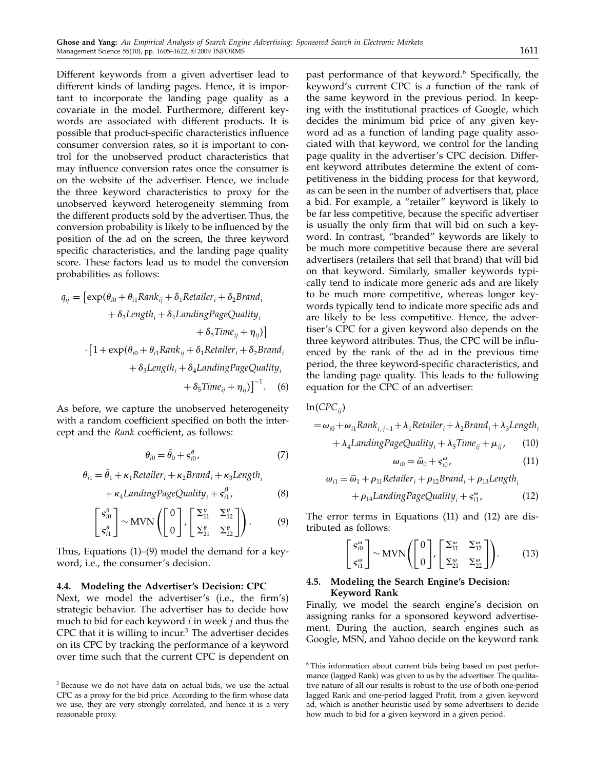Different keywords from a given advertiser lead to different kinds of landing pages. Hence, it is important to incorporate the landing page quality as a covariate in the model. Furthermore, different keywords are associated with different products. It is possible that product-specific characteristics influence consumer conversion rates, so it is important to control for the unobserved product characteristics that may influence conversion rates once the consumer is on the website of the advertiser. Hence, we include the three keyword characteristics to proxy for the unobserved keyword heterogeneity stemming from the different products sold by the advertiser. Thus, the conversion probability is likely to be influenced by the position of the ad on the screen, the three keyword specific characteristics, and the landing page quality score. These factors lead us to model the conversion probabilities as follows:

$$
\begin{aligned}
q_{ij} = \big[&\exp(\theta_{i0} + \theta_{i1} Rank_{ij} + \delta_1 Retailer_i + \delta_2 Brand_i \\
&+ \delta_3 Length_i + \delta_4 LandingPageQuality_i \\
&+ \delta_5 Time_{ij} + \eta_{ij})\big] \\
\cdot \big[&1 + \exp(\theta_{i0} + \theta_{i1} Rank_{ij} + \delta_1 Retailer_i + \delta_2 Brand_i \\
&+ \delta_3 Length_i + \delta_4 LandingPageQuality_i \\
&+ \delta_5 Time_{ij} + \eta_{ij})\big]^{-1}. \qquad (6)
\end{aligned}
$$

As before, we capture the unobserved heterogeneity with a random coefficient specified on both the intercept and the *Rank* coefficient, as follows:

$$\theta_{i0} = \bar{\theta}_0 + \varsigma_{i0}^{\theta}, \qquad (7)$$

$$
\begin{aligned}
\theta_{i1} = \bar{\theta}_1 &+ \kappa_1 Retailer_i + \kappa_2 Brand_i + \kappa_3 Length_i \\
&+ \kappa_4 LandingPageQuality_i + \varsigma_{i1}^{\beta}, \qquad (8)
\end{aligned}
$$

$$\begin{bmatrix} \varsigma_{i0}^{\theta} \\ \varsigma_{i1}^{\theta} \end{bmatrix} \sim \text{MVN}\left( \begin{bmatrix} 0 \\ 0 \end{bmatrix}, \begin{bmatrix} \Sigma_{11}^{\theta} & \Sigma_{12}^{\theta} \\ \Sigma_{21}^{\theta} & \Sigma_{22}^{\theta} \end{bmatrix} \right). \qquad (9)$$

Thus, Equations (1)–(9) model the demand for a keyword, i.e., the consumer's decision.

### 4.4. Modeling the Advertiser's Decision: CPC

Next, we model the advertiser's (i.e., the firm's) strategic behavior. The advertiser has to decide how much to bid for each keyword $i$ in week $j$ and thus the CPC that it is willing to incur.[5] The advertiser decides on its CPC by tracking the performance of a keyword over time such that the current CPC is dependent on past performance of that keyword.[6] Specifically, the keyword's current CPC is a function of the rank of the same keyword in the previous period. In keeping with the institutional practices of Google, which decides the minimum bid price of any given keyword ad as a function of landing page quality associated with that keyword, we control for the landing page quality in the advertiser's CPC decision. Different keyword attributes determine the extent of competitiveness in the bidding process for that keyword, as can be seen in the number of advertisers that, place a bid. For example, a "retailer" keyword is likely to be far less competitive, because the specific advertiser is usually the only firm that will bid on such a keyword. In contrast, "branded" keywords are likely to be much more competitive because there are several advertisers (retailers that sell that brand) that will bid on that keyword. Similarly, smaller keywords typically tend to indicate more generic ads and are likely to be much more competitive, whereas longer keywords typically tend to indicate more specific ads and are likely to be less competitive. Hence, the advertiser's CPC for a given keyword also depends on the three keyword attributes. Thus, the CPC will be influenced by the rank of the ad in the previous time period, the three keyword-specific characteristics, and the landing page quality. This leads to the following equation for the CPC of an advertiser:

$$
\begin{aligned}
\ln(CPC_{ij}) &= \omega_{i0} + \omega_{i1} Rank_{i,j-1} + \lambda_1 Retailer_i + \lambda_2 Brand_i + \lambda_3 Length_i \\
&\quad + \lambda_4 LandingPageQuality_i + \lambda_5 Time_{ij} + \mu_{ij}, \qquad (10)
\end{aligned}
$$

$$\omega_{i0} = \bar{\omega}_0 + \varsigma_{i0}^{\omega}, \qquad (11)$$

$$
\begin{aligned}
\omega_{i1} = \bar{\omega}_1 &+ \rho_{11} Retailer_i + \rho_{12} Brand_i + \rho_{13} Length_i \\
&+ \rho_{14} LandingPageQuality_i + \varsigma_{i1}^{\omega}, \qquad (12)
\end{aligned}
$$

The error terms in Equations (11) and (12) are distributed as follows:

$$\begin{bmatrix} \varsigma_{i0}^{\omega} \\ \varsigma_{i1}^{\omega} \end{bmatrix} \sim \text{MVN}\left( \begin{bmatrix} 0 \\ 0 \end{bmatrix}, \begin{bmatrix} \Sigma_{11}^{\omega} & \Sigma_{12}^{\omega} \\ \Sigma_{21}^{\omega} & \Sigma_{22}^{\omega} \end{bmatrix} \right). \qquad (13)$$

### 4.5. Modeling the Search Engine's Decision: Keyword Rank

Finally, we model the search engine's decision on assigning ranks for a sponsored keyword advertisement. During the auction, search engines such as Google, MSN, and Yahoo decide on the keyword rank

[5] Because we do not have data on actual bids, we use the actual CPC as a proxy for the bid price. According to the firm whose data we use, they are very strongly correlated, and hence it is a very reasonable proxy.

[6] This information about current bids being based on past performance (lagged Rank) was given to us by the advertiser. The qualitative nature of all our results is robust to the use of both one-period lagged Rank and one-period lagged Profit, from a given keyword ad, which is another heuristic used by some advertisers to decide how much to bid for a given keyword in a given period.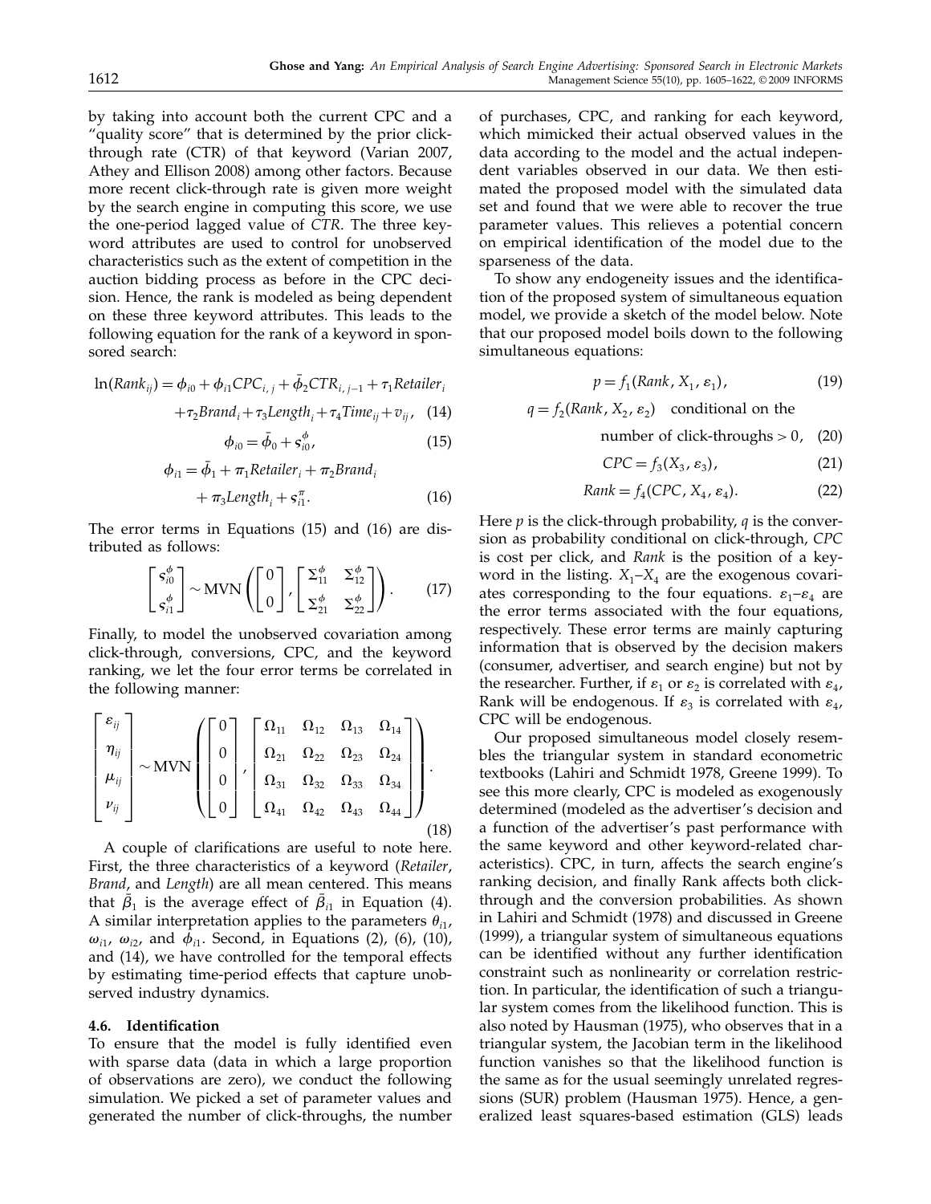by taking into account both the current CPC and a "quality score" that is determined by the prior click-through rate (CTR) of that keyword (Varian 2007, Athey and Ellison 2008) among other factors. Because more recent click-through rate is given more weight by the search engine in computing this score, we use the one-period lagged value of *CTR*. The three keyword attributes are used to control for unobserved characteristics such as the extent of competition in the auction bidding process as before in the CPC decision. Hence, the rank is modeled as being dependent on these three keyword attributes. This leads to the following equation for the rank of a keyword in sponsored search:

$$\ln(Rank_{ij}) = \phi_{i0} + \phi_{i1} CPC_{i,j} + \bar{\phi}_2 CTR_{i,j-1} + \tau_1 Retailer_i + \tau_2 Brand_i + \tau_3 Length_i + \tau_4 Time_{ij} + v_{ij}, \quad (14)$$

$$\phi_{i0} = \bar{\phi}_0 + \varsigma_{i0}^{\phi}, \quad (15)$$

$$\phi_{i1} = \bar{\phi}_1 + \pi_1 Retailer_i + \pi_2 Brand_i + \pi_3 Length_i + \varsigma_{i1}^{\pi}. \quad (16)$$

The error terms in Equations (15) and (16) are distributed as follows:

$$\begin{bmatrix} \varsigma_{i0}^{\phi} \\ \varsigma_{i1}^{\phi} \end{bmatrix} \sim \text{MVN}\left( \begin{bmatrix} 0 \\ 0 \end{bmatrix}, \begin{bmatrix} \Sigma_{11}^{\phi} & \Sigma_{12}^{\phi} \\ \Sigma_{21}^{\phi} & \Sigma_{22}^{\phi} \end{bmatrix} \right). \quad (17)$$

Finally, to model the unobserved covariation among click-through, conversions, CPC, and the keyword ranking, we let the four error terms be correlated in the following manner:

$$\begin{bmatrix} \varepsilon_{ij} \\ \eta_{ij} \\ \mu_{ij} \\ \nu_{ij} \end{bmatrix} \sim \text{MVN}\left( \begin{bmatrix} 0 \\ 0 \\ 0 \\ 0 \end{bmatrix}, \begin{bmatrix} \Omega_{11} & \Omega_{12} & \Omega_{13} & \Omega_{14} \\ \Omega_{21} & \Omega_{22} & \Omega_{23} & \Omega_{24} \\ \Omega_{31} & \Omega_{32} & \Omega_{33} & \Omega_{34} \\ \Omega_{41} & \Omega_{42} & \Omega_{43} & \Omega_{44} \end{bmatrix} \right). \quad (18)$$

A couple of clarifications are useful to note here. First, the three characteristics of a keyword (*Retailer*, *Brand*, and *Length*) are all mean centered. This means that $\bar{\beta}_1$ is the average effect of $\bar{\beta}_{i1}$ in Equation (4). A similar interpretation applies to the parameters $\theta_{i1}$, $\omega_{i1}$, $\omega_{i2}$, and $\phi_{i1}$. Second, in Equations (2), (6), (10), and (14), we have controlled for the temporal effects by estimating time-period effects that capture unobserved industry dynamics.

### 4.6. Identification

To ensure that the model is fully identified even with sparse data (data in which a large proportion of observations are zero), we conduct the following simulation. We picked a set of parameter values and generated the number of click-throughs, the number of purchases, CPC, and ranking for each keyword, which mimicked their actual observed values in the data according to the model and the actual independent variables observed in our data. We then estimated the proposed model with the simulated data set and found that we were able to recover the true parameter values. This relieves a potential concern on empirical identification of the model due to the sparseness of the data.

To show any endogeneity issues and the identification of the proposed system of simultaneous equation model, we provide a sketch of the model below. Note that our proposed model boils down to the following simultaneous equations:

$$p = f_1(Rank, X_1, \varepsilon_1), \quad (19)$$

$$q = f_2(Rank, X_2, \varepsilon_2) \quad \text{conditional on the number of click-throughs} > 0, \quad (20)$$

$$CPC = f_3(X_3, \varepsilon_3), \quad (21)$$

$$Rank = f_4(CPC, X_4, \varepsilon_4). \quad (22)$$

Here $p$ is the click-through probability, $q$ is the conversion as probability conditional on click-through, *CPC* is cost per click, and *Rank* is the position of a keyword in the listing. $X_1$–$X_4$ are the exogenous covariates corresponding to the four equations. $\varepsilon_1$–$\varepsilon_4$ are the error terms associated with the four equations, respectively. These error terms are mainly capturing information that is observed by the decision makers (consumer, advertiser, and search engine) but not by the researcher. Further, if $\varepsilon_1$ or $\varepsilon_2$ is correlated with $\varepsilon_4$, Rank will be endogenous. If $\varepsilon_3$ is correlated with $\varepsilon_4$, CPC will be endogenous.

Our proposed simultaneous model closely resembles the triangular system in standard econometric textbooks (Lahiri and Schmidt 1978, Greene 1999). To see this more clearly, CPC is modeled as exogenously determined (modeled as the advertiser's decision and a function of the advertiser's past performance with the same keyword and other keyword-related characteristics). CPC, in turn, affects the search engine's ranking decision, and finally Rank affects both click-through and the conversion probabilities. As shown in Lahiri and Schmidt (1978) and discussed in Greene (1999), a triangular system of simultaneous equations can be identified without any further identification constraint such as nonlinearity or correlation restriction. In particular, the identification of such a triangular system comes from the likelihood function. This is also noted by Hausman (1975), who observes that in a triangular system, the Jacobian term in the likelihood function vanishes so that the likelihood function is the same as for the usual seemingly unrelated regressions (SUR) problem (Hausman 1975). Hence, a generalized least squares-based estimation (GLS) leads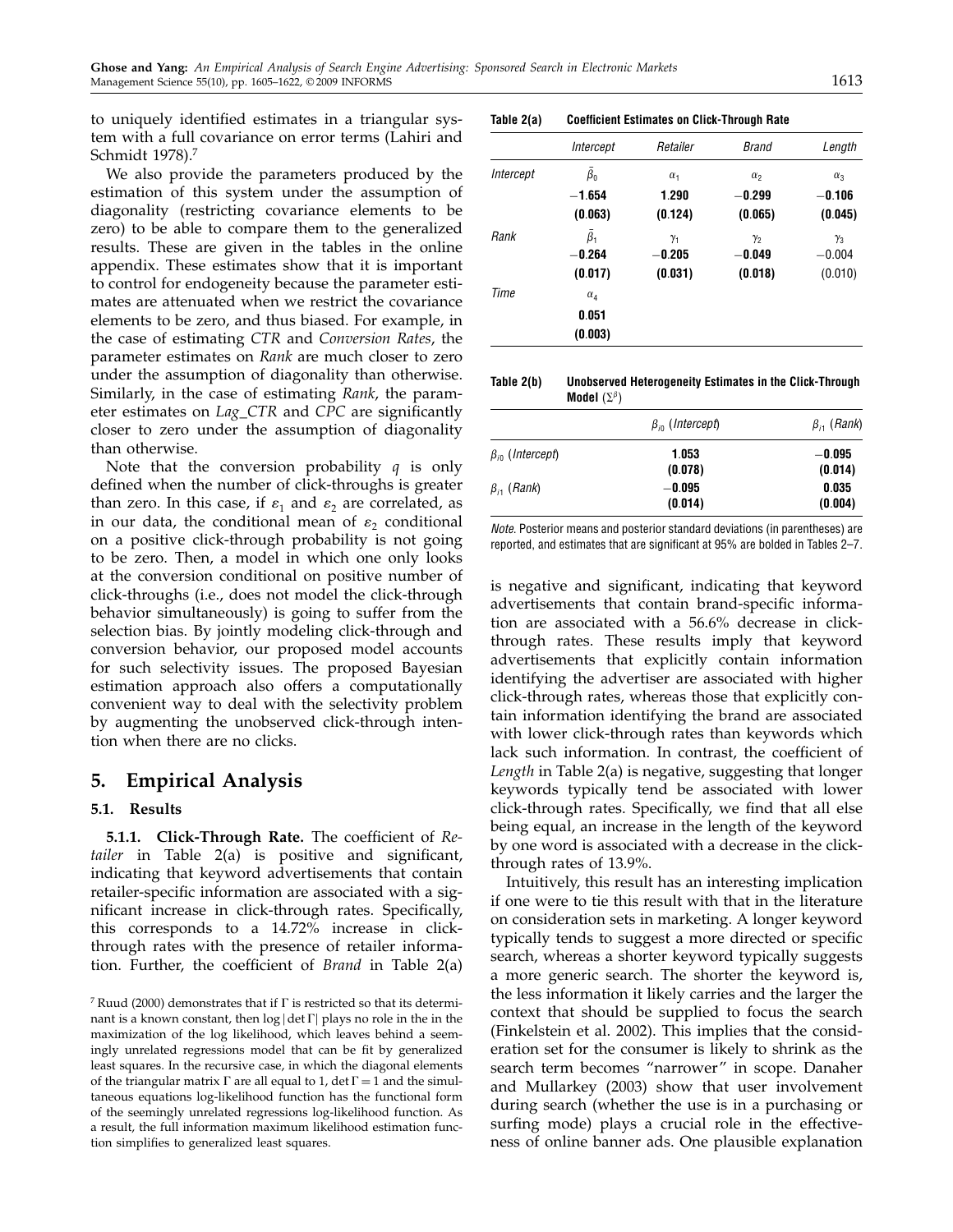to uniquely identified estimates in a triangular system with a full covariance on error terms (Lahiri and Schmidt 1978).[7]

We also provide the parameters produced by the estimation of this system under the assumption of diagonality (restricting covariance elements to be zero) to be able to compare them to the generalized results. These are given in the tables in the online appendix. These estimates show that it is important to control for endogeneity because the parameter estimates are attenuated when we restrict the covariance elements to be zero, and thus biased. For example, in the case of estimating *CTR* and *Conversion Rates*, the parameter estimates on *Rank* are much closer to zero under the assumption of diagonality than otherwise. Similarly, in the case of estimating *Rank*, the parameter estimates on *Lag_CTR* and *CPC* are significantly closer to zero under the assumption of diagonality than otherwise.

Note that the conversion probability $q$ is only defined when the number of click-throughs is greater than zero. In this case, if $\varepsilon_1$ and $\varepsilon_2$ are correlated, as in our data, the conditional mean of $\varepsilon_2$ conditional on a positive click-through probability is not going to be zero. Then, a model in which one only looks at the conversion conditional on positive number of click-throughs (i.e., does not model the click-through behavior simultaneously) is going to suffer from the selection bias. By jointly modeling click-through and conversion behavior, our proposed model accounts for such selectivity issues. The proposed Bayesian estimation approach also offers a computationally convenient way to deal with the selectivity problem by augmenting the unobserved click-through intention when there are no clicks.

## 5. Empirical Analysis

### 5.1. Results

**5.1.1. Click-Through Rate.** The coefficient of *Retailer* in Table 2(a) is positive and significant, indicating that keyword advertisements that contain retailer-specific information are associated with a significant increase in click-through rates. Specifically, this corresponds to a 14.72% increase in click-through rates with the presence of retailer information. Further, the coefficient of *Brand* in Table 2(a) is negative and significant, indicating that keyword advertisements that contain brand-specific information are associated with a 56.6% decrease in click-through rates. These results imply that keyword advertisements that explicitly contain information identifying the advertiser are associated with higher click-through rates, whereas those that explicitly contain information identifying the brand are associated with lower click-through rates than keywords which lack such information. In contrast, the coefficient of *Length* in Table 2(a) is negative, suggesting that longer keywords typically tend be associated with lower click-through rates. Specifically, we find that all else being equal, an increase in the length of the keyword by one word is associated with a decrease in the click-through rates of 13.9%.

Intuitively, this result has an interesting implication if one were to tie this result with that in the literature on consideration sets in marketing. A longer keyword typically tends to suggest a more directed or specific search, whereas a shorter keyword typically suggests a more generic search. The shorter the keyword is, the less information it likely carries and the larger the context that should be supplied to focus the search (Finkelstein et al. 2002). This implies that the consideration set for the consumer is likely to shrink as the search term becomes "narrower" in scope. Danaher and Mullarkey (2003) show that user involvement during search (whether the use is in a purchasing or surfing mode) plays a crucial role in the effectiveness of online banner ads. One plausible explanation

**Table 2(a) Coefficient Estimates on Click-Through Rate**

| | *Intercept* | *Retailer* | *Brand* | *Length* |
|---|---|---|---|---|
| *Intercept* | $\bar{\beta}_0$ | $\alpha_1$ | $\alpha_2$ | $\alpha_3$ |
| | **−1.654** | **1.290** | **−0.299** | **−0.106** |
| | **(0.063)** | **(0.124)** | **(0.065)** | **(0.045)** |
| *Rank* | $\bar{\beta}_1$ | $\gamma_1$ | $\gamma_2$ | $\gamma_3$ |
| | **−0.264** | **−0.205** | **−0.049** | −0.004 |
| | **(0.017)** | **(0.031)** | **(0.018)** | (0.010) |
| *Time* | $\alpha_4$ | | | |
| | **0.051** | | | |
| | **(0.003)** | | | |

**Table 2(b) Unobserved Heterogeneity Estimates in the Click-Through Model ($\Sigma^\beta$)**

| | $\beta_{i0}$ (*Intercept*) | $\beta_{i1}$ (*Rank*) |
|---|---|---|
| $\beta_{i0}$ (*Intercept*) | **1.053** **(0.078)** | **−0.095** **(0.014)** |
| $\beta_{i1}$ (*Rank*) | **−0.095** **(0.014)** | **0.035** **(0.004)** |

*Note.* Posterior means and posterior standard deviations (in parentheses) are reported, and estimates that are significant at 95% are bolded in Tables 2–7.

[7] Ruud (2000) demonstrates that if $\Gamma$ is restricted so that its determinant is a known constant, then $\log|\det\Gamma|$ plays no role in the in the maximization of the log likelihood, which leaves behind a seemingly unrelated regressions model that can be fit by generalized least squares. In the recursive case, in which the diagonal elements of the triangular matrix $\Gamma$ are all equal to 1, $\det\Gamma = 1$ and the simultaneous equations log-likelihood function has the functional form of the seemingly unrelated regressions log-likelihood function. As a result, the full information maximum likelihood estimation function simplifies to generalized least squares.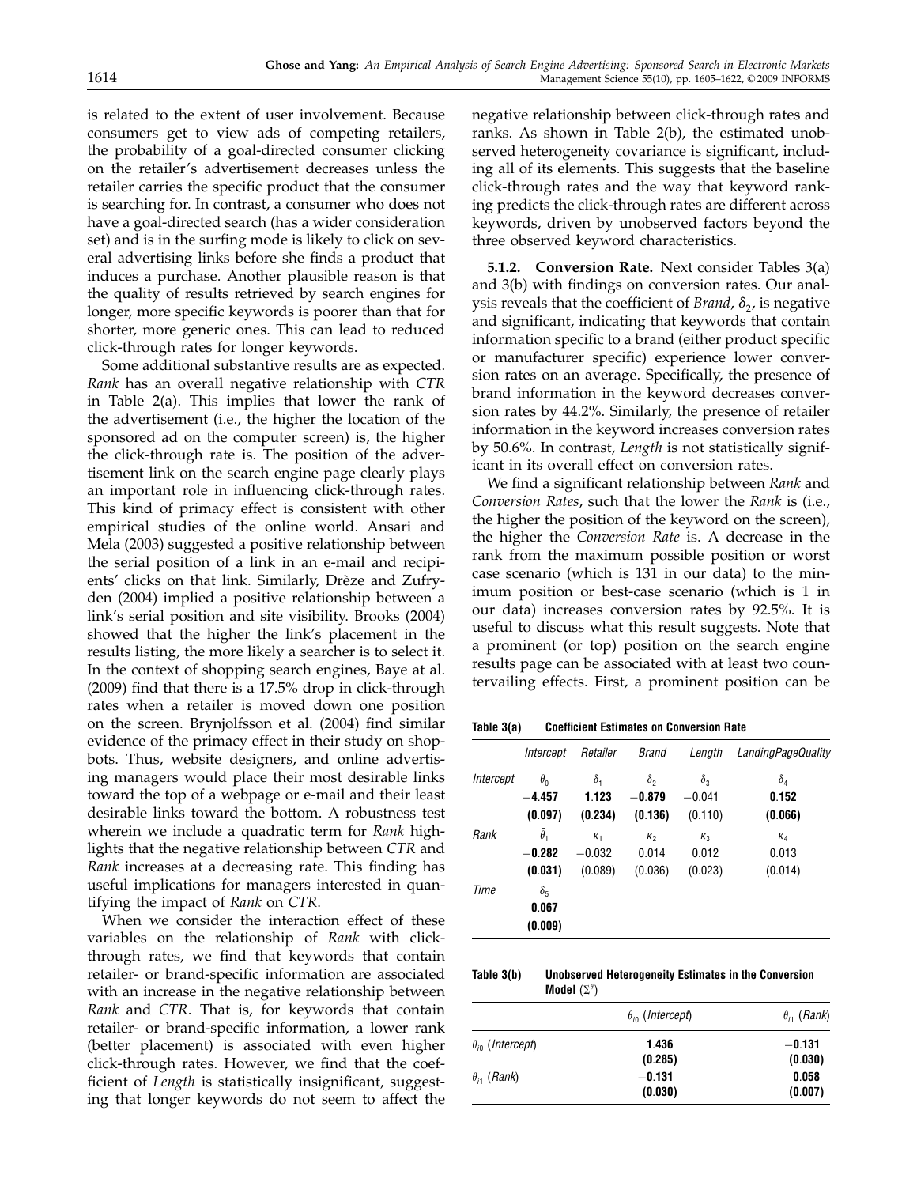is related to the extent of user involvement. Because consumers get to view ads of competing retailers, the probability of a goal-directed consumer clicking on the retailer's advertisement decreases unless the retailer carries the specific product that the consumer is searching for. In contrast, a consumer who does not have a goal-directed search (has a wider consideration set) and is in the surfing mode is likely to click on several advertising links before she finds a product that induces a purchase. Another plausible reason is that the quality of results retrieved by search engines for longer, more specific keywords is poorer than that for shorter, more generic ones. This can lead to reduced click-through rates for longer keywords.

Some additional substantive results are as expected. *Rank* has an overall negative relationship with *CTR* in Table 2(a). This implies that lower the rank of the advertisement (i.e., the higher the location of the sponsored ad on the computer screen) is, the higher the click-through rate is. The position of the advertisement link on the search engine page clearly plays an important role in influencing click-through rates. This kind of primacy effect is consistent with other empirical studies of the online world. Ansari and Mela (2003) suggested a positive relationship between the serial position of a link in an e-mail and recipients' clicks on that link. Similarly, Drèze and Zufryden (2004) implied a positive relationship between a link's serial position and site visibility. Brooks (2004) showed that the higher the link's placement in the results listing, the more likely a searcher is to select it. In the context of shopping search engines, Baye at al. (2009) find that there is a 17.5% drop in click-through rates when a retailer is moved down one position on the screen. Brynjolfsson et al. (2004) find similar evidence of the primacy effect in their study on shopbots. Thus, website designers, and online advertising managers would place their most desirable links toward the top of a webpage or e-mail and their least desirable links toward the bottom. A robustness test wherein we include a quadratic term for *Rank* highlights that the negative relationship between *CTR* and *Rank* increases at a decreasing rate. This finding has useful implications for managers interested in quantifying the impact of *Rank* on *CTR*.

When we consider the interaction effect of these variables on the relationship of *Rank* with click-through rates, we find that keywords that contain retailer- or brand-specific information are associated with an increase in the negative relationship between *Rank* and *CTR*. That is, for keywords that contain retailer- or brand-specific information, a lower rank (better placement) is associated with even higher click-through rates. However, we find that the coefficient of *Length* is statistically insignificant, suggesting that longer keywords do not seem to affect the negative relationship between click-through rates and ranks. As shown in Table 2(b), the estimated unobserved heterogeneity covariance is significant, including all of its elements. This suggests that the baseline click-through rates and the way that keyword ranking predicts the click-through rates are different across keywords, driven by unobserved factors beyond the three observed keyword characteristics.

**5.1.2. Conversion Rate.** Next consider Tables 3(a) and 3(b) with findings on conversion rates. Our analysis reveals that the coefficient of *Brand*, $\delta_2$, is negative and significant, indicating that keywords that contain information specific to a brand (either product specific or manufacturer specific) experience lower conversion rates on an average. Specifically, the presence of brand information in the keyword decreases conversion rates by 44.2%. Similarly, the presence of retailer information in the keyword increases conversion rates by 50.6%. In contrast, *Length* is not statistically significant in its overall effect on conversion rates.

We find a significant relationship between *Rank* and *Conversion Rates*, such that the lower the *Rank* is (i.e., the higher the position of the keyword on the screen), the higher the *Conversion Rate* is. A decrease in the rank from the maximum possible position or worst case scenario (which is 131 in our data) to the minimum position or best-case scenario (which is 1 in our data) increases conversion rates by 92.5%. It is useful to discuss what this result suggests. Note that a prominent (or top) position on the search engine results page can be associated with at least two countervailing effects. First, a prominent position can be

**Table 3(a) Coefficient Estimates on Conversion Rate**

| | *Intercept* | *Retailer* | *Brand* | *Length* | *LandingPageQuality* |
|---|---|---|---|---|---|
| *Intercept* | $\bar{\theta}_0$ | $\delta_1$ | $\delta_2$ | $\delta_3$ | $\delta_4$ |
| | **−4.457** | **1.123** | **−0.879** | −0.041 | **0.152** |
| | **(0.097)** | **(0.234)** | **(0.136)** | (0.110) | **(0.066)** |
| *Rank* | $\bar{\theta}_1$ | $\kappa_1$ | $\kappa_2$ | $\kappa_3$ | $\kappa_4$ |
| | **−0.282** | −0.032 | 0.014 | 0.012 | 0.013 |
| | **(0.031)** | (0.089) | (0.036) | (0.023) | (0.014) |
| *Time* | $\delta_5$ | | | | |
| | **0.067** | | | | |
| | **(0.009)** | | | | |

**Table 3(b) Unobserved Heterogeneity Estimates in the Conversion Model ($\Sigma^{\theta}$)**

| | $\theta_{i0}$ (*Intercept*) | $\theta_{i1}$ (*Rank*) |
|---|---|---|
| $\theta_{i0}$ (*Intercept*) | **1.436** | **−0.131** |
| | **(0.285)** | **(0.030)** |
| $\theta_{i1}$ (*Rank*) | **−0.131** | **0.058** |
| | **(0.030)** | **(0.007)** |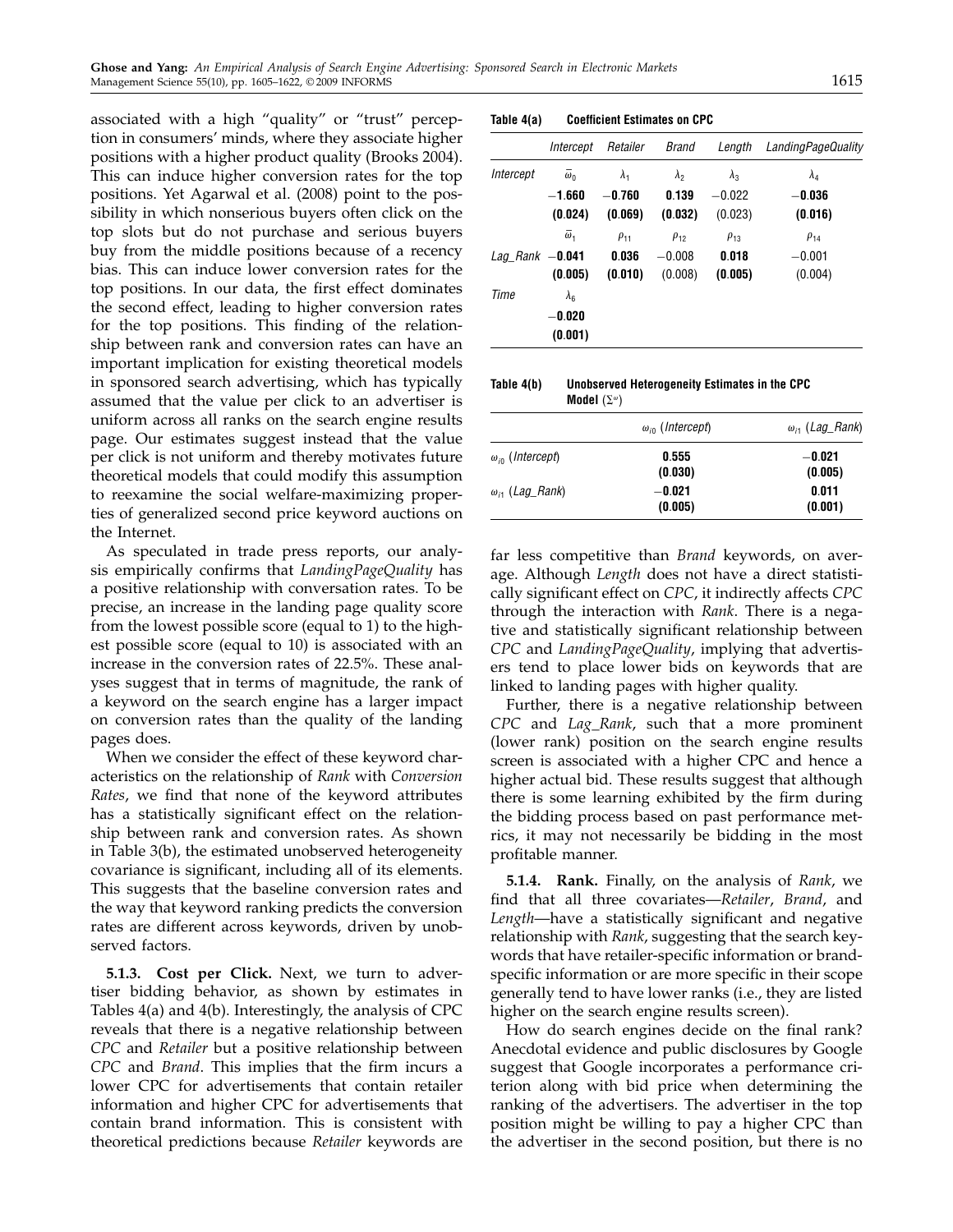associated with a high "quality" or "trust" perception in consumers' minds, where they associate higher positions with a higher product quality (Brooks 2004). This can induce higher conversion rates for the top positions. Yet Agarwal et al. (2008) point to the possibility in which nonserious buyers often click on the top slots but do not purchase and serious buyers buy from the middle positions because of a recency bias. This can induce lower conversion rates for the top positions. In our data, the first effect dominates the second effect, leading to higher conversion rates for the top positions. This finding of the relationship between rank and conversion rates can have an important implication for existing theoretical models in sponsored search advertising, which has typically assumed that the value per click to an advertiser is uniform across all ranks on the search engine results page. Our estimates suggest instead that the value per click is not uniform and thereby motivates future theoretical models that could modify this assumption to reexamine the social welfare-maximizing properties of generalized second price keyword auctions on the Internet.

As speculated in trade press reports, our analysis empirically confirms that *LandingPageQuality* has a positive relationship with conversation rates. To be precise, an increase in the landing page quality score from the lowest possible score (equal to 1) to the highest possible score (equal to 10) is associated with an increase in the conversion rates of 22.5%. These analyses suggest that in terms of magnitude, the rank of a keyword on the search engine has a larger impact on conversion rates than the quality of the landing pages does.

When we consider the effect of these keyword characteristics on the relationship of *Rank* with *Conversion Rates*, we find that none of the keyword attributes has a statistically significant effect on the relationship between rank and conversion rates. As shown in Table 3(b), the estimated unobserved heterogeneity covariance is significant, including all of its elements. This suggests that the baseline conversion rates and the way that keyword ranking predicts the conversion rates are different across keywords, driven by unobserved factors.

**5.1.3. Cost per Click.** Next, we turn to advertiser bidding behavior, as shown by estimates in Tables 4(a) and 4(b). Interestingly, the analysis of CPC reveals that there is a negative relationship between *CPC* and *Retailer* but a positive relationship between *CPC* and *Brand*. This implies that the firm incurs a lower CPC for advertisements that contain retailer information and higher CPC for advertisements that contain brand information. This is consistent with theoretical predictions because *Retailer* keywords are

**Table 4(a) Coefficient Estimates on CPC**

| | *Intercept* | *Retailer* | *Brand* | *Length* | *LandingPageQuality* |
|---|---|---|---|---|---|
| *Intercept* | $\bar{\omega}_0$ | $\lambda_1$ | $\lambda_2$ | $\lambda_3$ | $\lambda_4$ |
| | **−1.660** | **−0.760** | **0.139** | −0.022 | **−0.036** |
| | **(0.024)** | **(0.069)** | **(0.032)** | (0.023) | **(0.016)** |
| | $\bar{\omega}_1$ | $\rho_{11}$ | $\rho_{12}$ | $\rho_{13}$ | $\rho_{14}$ |
| *Lag_Rank* | **−0.041** | **0.036** | −0.008 | **0.018** | −0.001 |
| | **(0.005)** | **(0.010)** | (0.008) | **(0.005)** | (0.004) |
| *Time* | $\lambda_6$ | | | | |
| | **−0.020** | | | | |
| | **(0.001)** | | | | |

**Table 4(b) Unobserved Heterogeneity Estimates in the CPC Model ($\Sigma^{\omega}$)**

| | $\omega_{i0}$ (*Intercept*) | $\omega_{i1}$ (*Lag_Rank*) |
|---|---|---|
| $\omega_{i0}$ (*Intercept*) | **0.555** **(0.030)** | **−0.021** **(0.005)** |
| $\omega_{i1}$ (*Lag_Rank*) | **−0.021** **(0.005)** | **0.011** **(0.001)** |

far less competitive than *Brand* keywords, on average. Although *Length* does not have a direct statistically significant effect on *CPC*, it indirectly affects *CPC* through the interaction with *Rank*. There is a negative and statistically significant relationship between *CPC* and *LandingPageQuality*, implying that advertisers tend to place lower bids on keywords that are linked to landing pages with higher quality.

Further, there is a negative relationship between *CPC* and *Lag_Rank*, such that a more prominent (lower rank) position on the search engine results screen is associated with a higher CPC and hence a higher actual bid. These results suggest that although there is some learning exhibited by the firm during the bidding process based on past performance metrics, it may not necessarily be bidding in the most profitable manner.

**5.1.4. Rank.** Finally, on the analysis of *Rank*, we find that all three covariates—*Retailer*, *Brand*, and *Length*—have a statistically significant and negative relationship with *Rank*, suggesting that the search keywords that have retailer-specific information or brand-specific information or are more specific in their scope generally tend to have lower ranks (i.e., they are listed higher on the search engine results screen).

How do search engines decide on the final rank? Anecdotal evidence and public disclosures by Google suggest that Google incorporates a performance criterion along with bid price when determining the ranking of the advertisers. The advertiser in the top position might be willing to pay a higher CPC than the advertiser in the second position, but there is no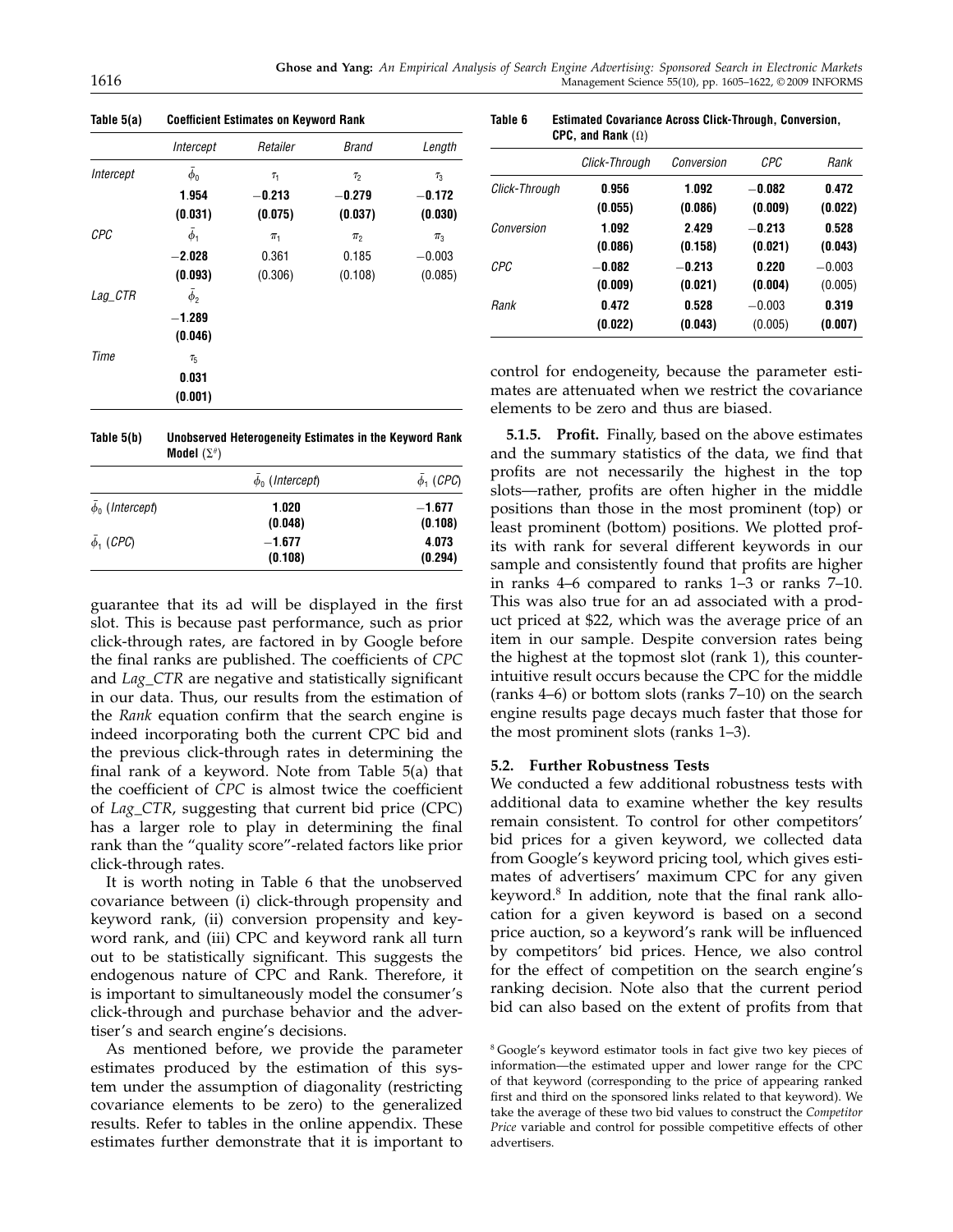**Table 5(a) Coefficient Estimates on Keyword Rank**

| | *Intercept* | *Retailer* | *Brand* | *Length* |
|---|---|---|---|---|
| *Intercept* | $\bar{\phi}_0$ | $\tau_1$ | $\tau_2$ | $\tau_3$ |
| | **1.954** | **−0.213** | **−0.279** | **−0.172** |
| | **(0.031)** | **(0.075)** | **(0.037)** | **(0.030)** |
| *CPC* | $\bar{\phi}_1$ | $\pi_1$ | $\pi_2$ | $\pi_3$ |
| | **−2.028** | 0.361 | 0.185 | −0.003 |
| | **(0.093)** | (0.306) | (0.108) | (0.085) |
| *Lag_CTR* | $\bar{\phi}_2$ | | | |
| | **−1.289** | | | |
| | **(0.046)** | | | |
| *Time* | $\tau_5$ | | | |
| | **0.031** | | | |
| | **(0.001)** | | | |

**Table 5(b) Unobserved Heterogeneity Estimates in the Keyword Rank Model ($\Sigma^{\theta}$)**

| | $\bar{\phi}_0$ (*Intercept*) | $\bar{\phi}_1$ (*CPC*) |
|---|---|---|
| $\bar{\phi}_0$ (*Intercept*) | **1.020** **(0.048)** | **−1.677** **(0.108)** |
| $\bar{\phi}_1$ (*CPC*) | **−1.677** **(0.108)** | **4.073** **(0.294)** |

guarantee that its ad will be displayed in the first slot. This is because past performance, such as prior click-through rates, are factored in by Google before the final ranks are published. The coefficients of *CPC* and *Lag_CTR* are negative and statistically significant in our data. Thus, our results from the estimation of the *Rank* equation confirm that the search engine is indeed incorporating both the current CPC bid and the previous click-through rates in determining the final rank of a keyword. Note from Table 5(a) that the coefficient of *CPC* is almost twice the coefficient of *Lag_CTR*, suggesting that current bid price (CPC) has a larger role to play in determining the final rank than the "quality score"-related factors like prior click-through rates.

It is worth noting in Table 6 that the unobserved covariance between (i) click-through propensity and keyword rank, (ii) conversion propensity and keyword rank, and (iii) CPC and keyword rank all turn out to be statistically significant. This suggests the endogenous nature of CPC and Rank. Therefore, it is important to simultaneously model the consumer's click-through and purchase behavior and the advertiser's and search engine's decisions.

As mentioned before, we provide the parameter estimates produced by the estimation of this system under the assumption of diagonality (restricting covariance elements to be zero) to the generalized results. Refer to tables in the online appendix. These estimates further demonstrate that it is important to control for endogeneity, because the parameter estimates are attenuated when we restrict the covariance elements to be zero and thus are biased.

**Table 6 Estimated Covariance Across Click-Through, Conversion, CPC, and Rank ($\Omega$)**

| | *Click-Through* | *Conversion* | *CPC* | *Rank* |
|---|---|---|---|---|
| *Click-Through* | **0.956** **(0.055)** | **1.092** **(0.086)** | **−0.082** **(0.009)** | **0.472** **(0.022)** |
| *Conversion* | **1.092** **(0.086)** | **2.429** **(0.158)** | **−0.213** **(0.021)** | **0.528** **(0.043)** |
| *CPC* | **−0.082** **(0.009)** | **−0.213** **(0.021)** | **0.220** **(0.004)** | −0.003 (0.005) |
| *Rank* | **0.472** **(0.022)** | **0.528** **(0.043)** | −0.003 (0.005) | **0.319** **(0.007)** |

**5.1.5. Profit.** Finally, based on the above estimates and the summary statistics of the data, we find that profits are not necessarily the highest in the top slots—rather, profits are often higher in the middle positions than those in the most prominent (top) or least prominent (bottom) positions. We plotted profits with rank for several different keywords in our sample and consistently found that profits are higher in ranks 4–6 compared to ranks 1–3 or ranks 7–10. This was also true for an ad associated with a product priced at \$22, which was the average price of an item in our sample. Despite conversion rates being the highest at the topmost slot (rank 1), this counterintuitive result occurs because the CPC for the middle (ranks 4–6) or bottom slots (ranks 7–10) on the search engine results page decays much faster that those for the most prominent slots (ranks 1–3).

### 5.2. Further Robustness Tests

We conducted a few additional robustness tests with additional data to examine whether the key results remain consistent. To control for other competitors' bid prices for a given keyword, we collected data from Google's keyword pricing tool, which gives estimates of advertisers' maximum CPC for any given keyword.[8] In addition, note that the final rank allocation for a given keyword is based on a second price auction, so a keyword's rank will be influenced by competitors' bid prices. Hence, we also control for the effect of competition on the search engine's ranking decision. Note also that the current period bid can also based on the extent of profits from that

[8] Google's keyword estimator tools in fact give two key pieces of information—the estimated upper and lower range for the CPC of that keyword (corresponding to the price of appearing ranked first and third on the sponsored links related to that keyword). We take the average of these two bid values to construct the *Competitor Price* variable and control for possible competitive effects of other advertisers.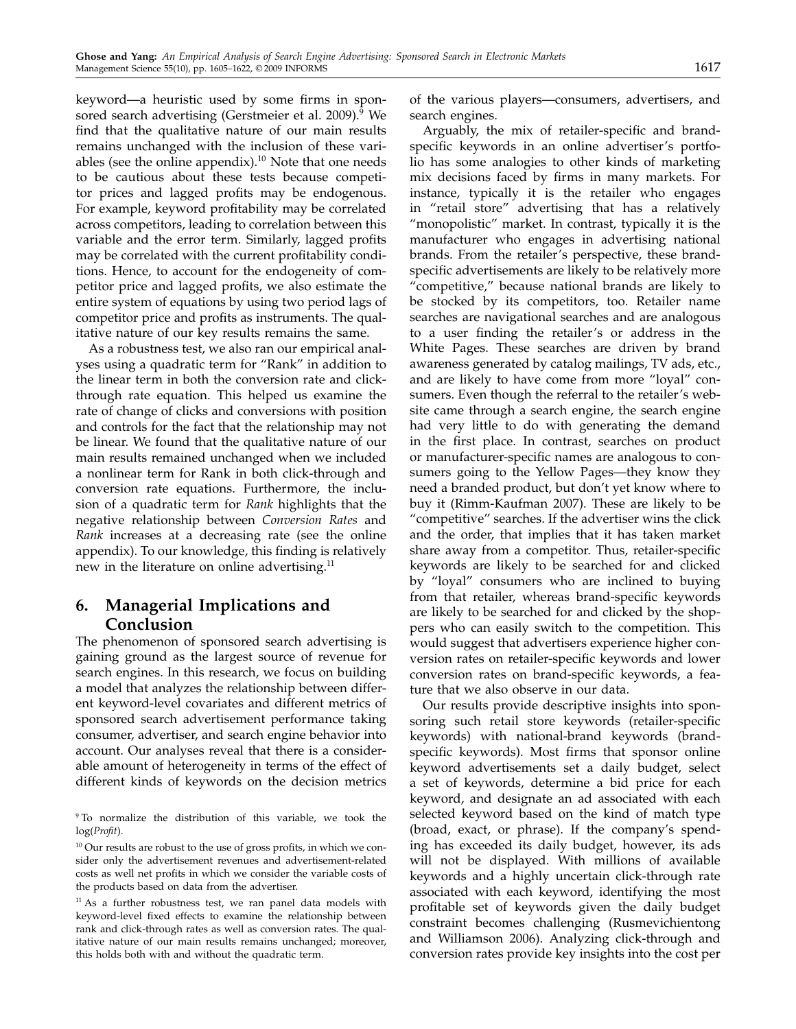keyword—a heuristic used by some firms in sponsored search advertising (Gerstmeier et al. 2009).[9] We find that the qualitative nature of our main results remains unchanged with the inclusion of these variables (see the online appendix).[10] Note that one needs to be cautious about these tests because competitor prices and lagged profits may be endogenous. For example, keyword profitability may be correlated across competitors, leading to correlation between this variable and the error term. Similarly, lagged profits may be correlated with the current profitability conditions. Hence, to account for the endogeneity of competitor price and lagged profits, we also estimate the entire system of equations by using two period lags of competitor price and profits as instruments. The qualitative nature of our key results remains the same.

As a robustness test, we also ran our empirical analyses using a quadratic term for "Rank" in addition to the linear term in both the conversion rate and click-through rate equation. This helped us examine the rate of change of clicks and conversions with position and controls for the fact that the relationship may not be linear. We found that the qualitative nature of our main results remained unchanged when we included a nonlinear term for Rank in both click-through and conversion rate equations. Furthermore, the inclusion of a quadratic term for *Rank* highlights that the negative relationship between *Conversion Rates* and *Rank* increases at a decreasing rate (see the online appendix). To our knowledge, this finding is relatively new in the literature on online advertising.[11]

## 6. Managerial Implications and Conclusion

The phenomenon of sponsored search advertising is gaining ground as the largest source of revenue for search engines. In this research, we focus on building a model that analyzes the relationship between different keyword-level covariates and different metrics of sponsored search advertisement performance taking consumer, advertiser, and search engine behavior into account. Our analyses reveal that there is a considerable amount of heterogeneity in terms of the effect of different kinds of keywords on the decision metrics of the various players—consumers, advertisers, and search engines.

Arguably, the mix of retailer-specific and brand-specific keywords in an online advertiser's portfolio has some analogies to other kinds of marketing mix decisions faced by firms in many markets. For instance, typically it is the retailer who engages in "retail store" advertising that has a relatively "monopolistic" market. In contrast, typically it is the manufacturer who engages in advertising national brands. From the retailer's perspective, these brand-specific advertisements are likely to be relatively more "competitive," because national brands are likely to be stocked by its competitors, too. Retailer name searches are navigational searches and are analogous to a user finding the retailer's or address in the White Pages. These searches are driven by brand awareness generated by catalog mailings, TV ads, etc., and are likely to have come from more "loyal" consumers. Even though the referral to the retailer's website came through a search engine, the search engine had very little to do with generating the demand in the first place. In contrast, searches on product or manufacturer-specific names are analogous to consumers going to the Yellow Pages—they know they need a branded product, but don't yet know where to buy it (Rimm-Kaufman 2007). These are likely to be "competitive" searches. If the advertiser wins the click and the order, that implies that it has taken market share away from a competitor. Thus, retailer-specific keywords are likely to be searched for and clicked by "loyal" consumers who are inclined to buying from that retailer, whereas brand-specific keywords are likely to be searched for and clicked by the shoppers who can easily switch to the competition. This would suggest that advertisers experience higher conversion rates on retailer-specific keywords and lower conversion rates on brand-specific keywords, a feature that we also observe in our data.

Our results provide descriptive insights into sponsoring such retail store keywords (retailer-specific keywords) with national-brand keywords (brand-specific keywords). Most firms that sponsor online keyword advertisements set a daily budget, select a set of keywords, determine a bid price for each keyword, and designate an ad associated with each selected keyword based on the kind of match type (broad, exact, or phrase). If the company's spending has exceeded its daily budget, however, its ads will not be displayed. With millions of available keywords and a highly uncertain click-through rate associated with each keyword, identifying the most profitable set of keywords given the daily budget constraint becomes challenging (Rusmevichientong and Williamson 2006). Analyzing click-through and conversion rates provide key insights into the cost per

[9] To normalize the distribution of this variable, we took the log(*Profit*).

[10] Our results are robust to the use of gross profits, in which we consider only the advertisement revenues and advertisement-related costs as well net profits in which we consider the variable costs of the products based on data from the advertiser.

[11] As a further robustness test, we ran panel data models with keyword-level fixed effects to examine the relationship between rank and click-through rates as well as conversion rates. The qualitative nature of our main results remains unchanged; moreover, this holds both with and without the quadratic term.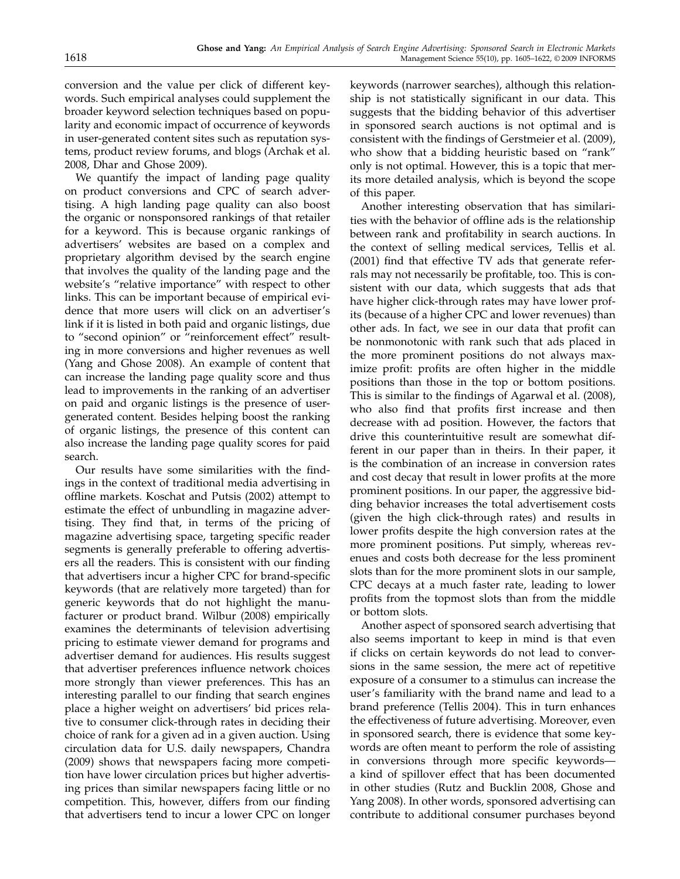conversion and the value per click of different keywords. Such empirical analyses could supplement the broader keyword selection techniques based on popularity and economic impact of occurrence of keywords in user-generated content sites such as reputation systems, product review forums, and blogs (Archak et al. 2008, Dhar and Ghose 2009).

We quantify the impact of landing page quality on product conversions and CPC of search advertising. A high landing page quality can also boost the organic or nonsponsored rankings of that retailer for a keyword. This is because organic rankings of advertisers' websites are based on a complex and proprietary algorithm devised by the search engine that involves the quality of the landing page and the website's "relative importance" with respect to other links. This can be important because of empirical evidence that more users will click on an advertiser's link if it is listed in both paid and organic listings, due to "second opinion" or "reinforcement effect" resulting in more conversions and higher revenues as well (Yang and Ghose 2008). An example of content that can increase the landing page quality score and thus lead to improvements in the ranking of an advertiser on paid and organic listings is the presence of user-generated content. Besides helping boost the ranking of organic listings, the presence of this content can also increase the landing page quality scores for paid search.

Our results have some similarities with the findings in the context of traditional media advertising in offline markets. Koschat and Putsis (2002) attempt to estimate the effect of unbundling in magazine advertising. They find that, in terms of the pricing of magazine advertising space, targeting specific reader segments is generally preferable to offering advertisers all the readers. This is consistent with our finding that advertisers incur a higher CPC for brand-specific keywords (that are relatively more targeted) than for generic keywords that do not highlight the manufacturer or product brand. Wilbur (2008) empirically examines the determinants of television advertising pricing to estimate viewer demand for programs and advertiser demand for audiences. His results suggest that advertiser preferences influence network choices more strongly than viewer preferences. This has an interesting parallel to our finding that search engines place a higher weight on advertisers' bid prices relative to consumer click-through rates in deciding their choice of rank for a given ad in a given auction. Using circulation data for U.S. daily newspapers, Chandra (2009) shows that newspapers facing more competition have lower circulation prices but higher advertising prices than similar newspapers facing little or no competition. This, however, differs from our finding that advertisers tend to incur a lower CPC on longer keywords (narrower searches), although this relationship is not statistically significant in our data. This suggests that the bidding behavior of this advertiser in sponsored search auctions is not optimal and is consistent with the findings of Gerstmeier et al. (2009), who show that a bidding heuristic based on "rank" only is not optimal. However, this is a topic that merits more detailed analysis, which is beyond the scope of this paper.

Another interesting observation that has similarities with the behavior of offline ads is the relationship between rank and profitability in search auctions. In the context of selling medical services, Tellis et al. (2001) find that effective TV ads that generate referrals may not necessarily be profitable, too. This is consistent with our data, which suggests that ads that have higher click-through rates may have lower profits (because of a higher CPC and lower revenues) than other ads. In fact, we see in our data that profit can be nonmonotonic with rank such that ads placed in the more prominent positions do not always maximize profit: profits are often higher in the middle positions than those in the top or bottom positions. This is similar to the findings of Agarwal et al. (2008), who also find that profits first increase and then decrease with ad position. However, the factors that drive this counterintuitive result are somewhat different in our paper than in theirs. In their paper, it is the combination of an increase in conversion rates and cost decay that result in lower profits at the more prominent positions. In our paper, the aggressive bidding behavior increases the total advertisement costs (given the high click-through rates) and results in lower profits despite the high conversion rates at the more prominent positions. Put simply, whereas revenues and costs both decrease for the less prominent slots than for the more prominent slots in our sample, CPC decays at a much faster rate, leading to lower profits from the topmost slots than from the middle or bottom slots.

Another aspect of sponsored search advertising that also seems important to keep in mind is that even if clicks on certain keywords do not lead to conversions in the same session, the mere act of repetitive exposure of a consumer to a stimulus can increase the user's familiarity with the brand name and lead to a brand preference (Tellis 2004). This in turn enhances the effectiveness of future advertising. Moreover, even in sponsored search, there is evidence that some keywords are often meant to perform the role of assisting in conversions through more specific keywords—a kind of spillover effect that has been documented in other studies (Rutz and Bucklin 2008, Ghose and Yang 2008). In other words, sponsored advertising can contribute to additional consumer purchases beyond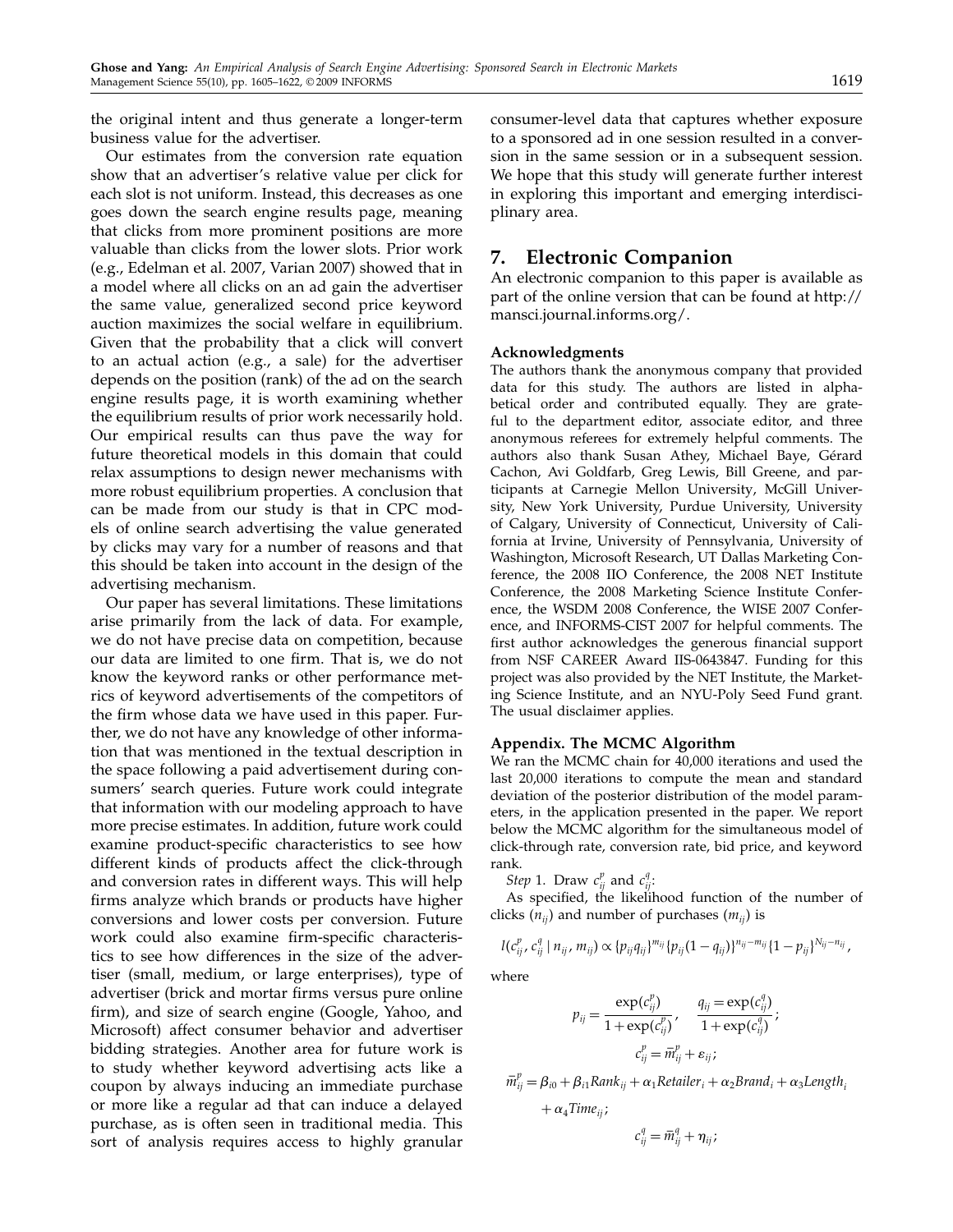the original intent and thus generate a longer-term business value for the advertiser.

Our estimates from the conversion rate equation show that an advertiser's relative value per click for each slot is not uniform. Instead, this decreases as one goes down the search engine results page, meaning that clicks from more prominent positions are more valuable than clicks from the lower slots. Prior work (e.g., Edelman et al. 2007, Varian 2007) showed that in a model where all clicks on an ad gain the advertiser the same value, generalized second price keyword auction maximizes the social welfare in equilibrium. Given that the probability that a click will convert to an actual action (e.g., a sale) for the advertiser depends on the position (rank) of the ad on the search engine results page, it is worth examining whether the equilibrium results of prior work necessarily hold. Our empirical results can thus pave the way for future theoretical models in this domain that could relax assumptions to design newer mechanisms with more robust equilibrium properties. A conclusion that can be made from our study is that in CPC models of online search advertising the value generated by clicks may vary for a number of reasons and that this should be taken into account in the design of the advertising mechanism.

Our paper has several limitations. These limitations arise primarily from the lack of data. For example, we do not have precise data on competition, because our data are limited to one firm. That is, we do not know the keyword ranks or other performance metrics of keyword advertisements of the competitors of the firm whose data we have used in this paper. Further, we do not have any knowledge of other information that was mentioned in the textual description in the space following a paid advertisement during consumers' search queries. Future work could integrate that information with our modeling approach to have more precise estimates. In addition, future work could examine product-specific characteristics to see how different kinds of products affect the click-through and conversion rates in different ways. This will help firms analyze which brands or products have higher conversions and lower costs per conversion. Future work could also examine firm-specific characteristics to see how differences in the size of the advertiser (small, medium, or large enterprises), type of advertiser (brick and mortar firms versus pure online firm), and size of search engine (Google, Yahoo, and Microsoft) affect consumer behavior and advertiser bidding strategies. Another area for future work is to study whether keyword advertising acts like a coupon by always inducing an immediate purchase or more like a regular ad that can induce a delayed purchase, as is often seen in traditional media. This sort of analysis requires access to highly granular consumer-level data that captures whether exposure to a sponsored ad in one session resulted in a conversion in the same session or in a subsequent session. We hope that this study will generate further interest in exploring this important and emerging interdisciplinary area.

## 7. Electronic Companion

An electronic companion to this paper is available as part of the online version that can be found at http://mansci.journal.informs.org/.

### Acknowledgments

The authors thank the anonymous company that provided data for this study. The authors are listed in alphabetical order and contributed equally. They are grateful to the department editor, associate editor, and three anonymous referees for extremely helpful comments. The authors also thank Susan Athey, Michael Baye, Gérard Cachon, Avi Goldfarb, Greg Lewis, Bill Greene, and participants at Carnegie Mellon University, McGill University, New York University, Purdue University, University of Calgary, University of Connecticut, University of California at Irvine, University of Pennsylvania, University of Washington, Microsoft Research, UT Dallas Marketing Conference, the 2008 IIO Conference, the 2008 NET Institute Conference, the 2008 Marketing Science Institute Conference, the WSDM 2008 Conference, the WISE 2007 Conference, and INFORMS-CIST 2007 for helpful comments. The first author acknowledges the generous financial support from NSF CAREER Award IIS-0643847. Funding for this project was also provided by the NET Institute, the Marketing Science Institute, and an NYU-Poly Seed Fund grant. The usual disclaimer applies.

### Appendix. The MCMC Algorithm

We ran the MCMC chain for 40,000 iterations and used the last 20,000 iterations to compute the mean and standard deviation of the posterior distribution of the model parameters, in the application presented in the paper. We report below the MCMC algorithm for the simultaneous model of click-through rate, conversion rate, bid price, and keyword rank.

*Step* 1. Draw $c_{ij}^p$ and $c_{ij}^q$:

As specified, the likelihood function of the number of clicks ($n_{ij}$) and number of purchases ($m_{ij}$) is

$$l(c_{ij}^p, c_{ij}^q \mid n_{ij}, m_{ij}) \propto \{p_{ij}q_{ij}\}^{m_{ij}}\{p_{ij}(1-q_{ij})\}^{n_{ij}-m_{ij}}\{1-p_{ij}\}^{N_{ij}-n_{ij}},$$

where

$$p_{ij} = \frac{\exp(c_{ij}^p)}{1+\exp(c_{ij}^p)}, \quad q_{ij} = \frac{\exp(c_{ij}^q)}{1+\exp(c_{ij}^q)};$$

$$c_{ij}^p = \bar{m}_{ij}^p + \varepsilon_{ij};$$

$$\bar{m}_{ij}^p = \beta_{i0} + \beta_{i1}Rank_{ij} + \alpha_1 Retailer_i + \alpha_2 Brand_i + \alpha_3 Length_i + \alpha_4 Time_{ij};$$

$$c_{ij}^q = \bar{m}_{ij}^q + \eta_{ij};$$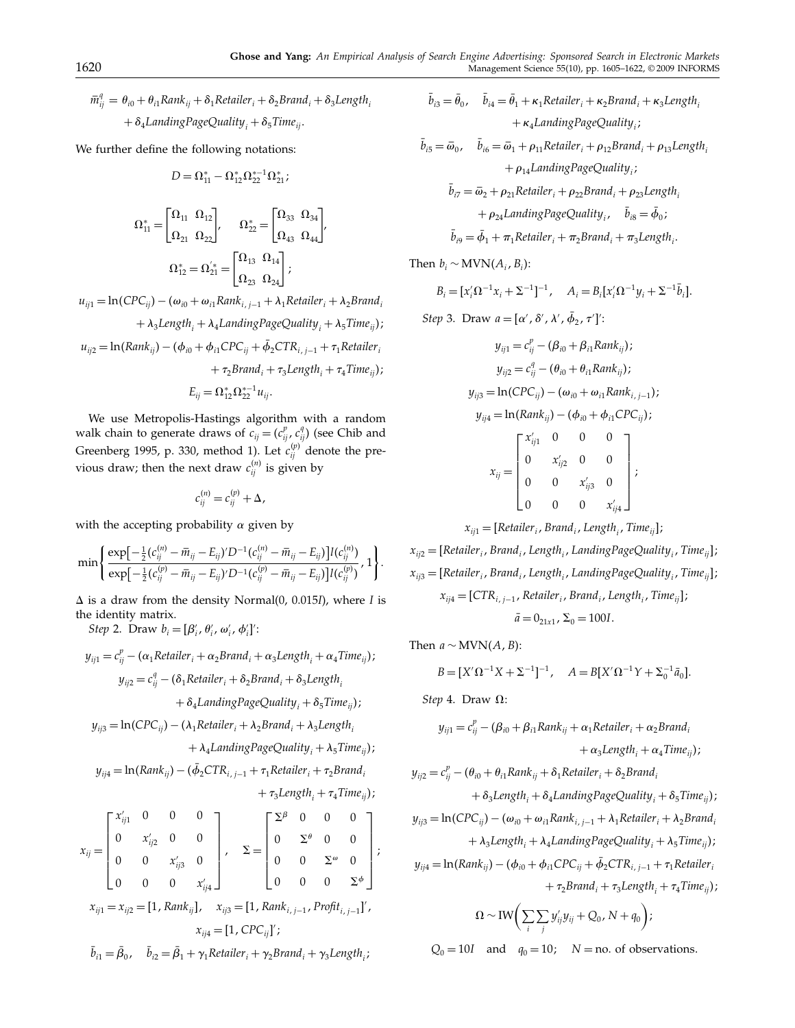$$\bar{m}_{ij}^{q} = \theta_{i0} + \theta_{i1}Rank_{ij} + \delta_1 Retailer_i + \delta_2 Brand_i + \delta_3 Length_i + \delta_4 LandingPageQuality_i + \delta_5 Time_{ij}.$$

We further define the following notations:

$$D = \Omega_{11}^{*} - \Omega_{12}^{*}\Omega_{22}^{*-1}\Omega_{21}^{*};$$

$$\Omega_{11}^{*} = \begin{bmatrix} \Omega_{11} & \Omega_{12} \\ \Omega_{21} & \Omega_{22} \end{bmatrix}, \quad \Omega_{22}^{*} = \begin{bmatrix} \Omega_{33} & \Omega_{34} \\ \Omega_{43} & \Omega_{44} \end{bmatrix},$$

$$\Omega_{12}^{*} = \Omega_{21}^{\prime *} = \begin{bmatrix} \Omega_{13} & \Omega_{14} \\ \Omega_{23} & \Omega_{24} \end{bmatrix};$$

$$u_{ij1} = \ln(CPC_{ij}) - (\omega_{i0} + \omega_{i1}Rank_{i,\,j-1} + \lambda_1 Retailer_i + \lambda_2 Brand_i + \lambda_3 Length_i + \lambda_4 LandingPageQuality_i + \lambda_5 Time_{ij});$$

$$u_{ij2} = \ln(Rank_{ij}) - (\phi_{i0} + \phi_{i1}CPC_{ij} + \bar{\phi}_2 CTR_{i,\,j-1} + \tau_1 Retailer_i + \tau_2 Brand_i + \tau_3 Length_i + \tau_4 Time_{ij});$$

$$E_{ij} = \Omega_{12}^{*}\Omega_{22}^{*-1}u_{ij}.$$

We use Metropolis-Hastings algorithm with a random walk chain to generate draws of $c_{ij} = (c_{ij}^{p}, c_{ij}^{q})$ (see Chib and Greenberg 1995, p. 330, method 1). Let $c_{ij}^{(p)}$ denote the previous draw; then the next draw $c_{ij}^{(n)}$ is given by

$$c_{ij}^{(n)} = c_{ij}^{(p)} + \Delta,$$

with the accepting probability $\alpha$ given by

$$\min\left\{ \frac{\exp\left[-\frac{1}{2}(c_{ij}^{(n)} - \bar{m}_{ij} - E_{ij})' D^{-1}(c_{ij}^{(n)} - \bar{m}_{ij} - E_{ij})\right] I(c_{ij}^{(n)})}{\exp\left[-\frac{1}{2}(c_{ij}^{(p)} - \bar{m}_{ij} - E_{ij})' D^{-1}(c_{ij}^{(p)} - \bar{m}_{ij} - E_{ij})\right] I(c_{ij}^{(p)})}, 1 \right\}.$$

$\Delta$ is a draw from the density Normal(0, 0.015$I$), where $I$ is the identity matrix.

*Step* 2. Draw $b_i = [\beta_i', \theta_i', \omega_i', \phi_i']'$:

$$y_{ij1} = c_{ij}^{p} - (\alpha_1 Retailer_i + \alpha_2 Brand_i + \alpha_3 Length_i + \alpha_4 Time_{ij});$$

$$y_{ij2} = c_{ij}^{q} - (\delta_1 Retailer_i + \delta_2 Brand_i + \delta_3 Length_i + \delta_4 LandingPageQuality_i + \delta_5 Time_{ij});$$

$$y_{ij3} = \ln(CPC_{ij}) - (\lambda_1 Retailer_i + \lambda_2 Brand_i + \lambda_3 Length_i + \lambda_4 LandingPageQuality_i + \lambda_5 Time_{ij});$$

$$y_{ij4} = \ln(Rank_{ij}) - (\bar{\phi}_2 CTR_{i,\,j-1} + \tau_1 Retailer_i + \tau_2 Brand_i + \tau_3 Length_i + \tau_4 Time_{ij});$$

$$x_{ij} = \begin{bmatrix} x_{ij1}' & 0 & 0 & 0 \\ 0 & x_{ij2}' & 0 & 0 \\ 0 & 0 & x_{ij3}' & 0 \\ 0 & 0 & 0 & x_{ij4}' \end{bmatrix}, \quad \Sigma = \begin{bmatrix} \Sigma^{\beta} & 0 & 0 & 0 \\ 0 & \Sigma^{\theta} & 0 & 0 \\ 0 & 0 & \Sigma^{\omega} & 0 \\ 0 & 0 & 0 & \Sigma^{\phi} \end{bmatrix};$$

$$x_{ij1} = x_{ij2} = [1, Rank_{ij}], \quad x_{ij3} = [1, Rank_{i,\,j-1}, Profit_{i,\,j-1}]',$$

$$x_{ij4} = [1, CPC_{ij}]';$$

$$\bar{b}_{i1} = \bar{\beta}_0, \quad \bar{b}_{i2} = \bar{\beta}_1 + \gamma_1 Retailer_i + \gamma_2 Brand_i + \gamma_3 Length_i;$$

$$\bar{b}_{i3} = \bar{\theta}_0, \quad \bar{b}_{i4} = \bar{\theta}_1 + \kappa_1 Retailer_i + \kappa_2 Brand_i + \kappa_3 Length_i + \kappa_4 LandingPageQuality_i;$$

$$\bar{b}_{i5} = \bar{\omega}_0, \quad \bar{b}_{i6} = \bar{\omega}_1 + \rho_{11} Retailer_i + \rho_{12} Brand_i + \rho_{13} Length_i + \rho_{14} LandingPageQuality_i;$$

$$\bar{b}_{i7} = \bar{\omega}_2 + \rho_{21} Retailer_i + \rho_{22} Brand_i + \rho_{23} Length_i + \rho_{24} LandingPageQuality_i, \quad \bar{b}_{i8} = \bar{\phi}_0;$$

$$\bar{b}_{i9} = \bar{\phi}_1 + \pi_1 Retailer_i + \pi_2 Brand_i + \pi_3 Length_i.$$

Then $b_i \sim \text{MVN}(A_i, B_i)$:

$$B_i = [x_i'\Omega^{-1}x_i + \Sigma^{-1}]^{-1}, \quad A_i = B_i[x_i'\Omega^{-1}y_i + \Sigma^{-1}\bar{b}_i].$$

*Step* 3. Draw $a = [\alpha', \delta', \lambda', \bar{\phi}_2, \tau']'$:

$$y_{ij1} = c_{ij}^{p} - (\beta_{i0} + \beta_{i1}Rank_{ij});$$

$$y_{ij2} = c_{ij}^{q} - (\theta_{i0} + \theta_{i1}Rank_{ij});$$

$$y_{ij3} = \ln(CPC_{ij}) - (\omega_{i0} + \omega_{i1}Rank_{i,\,j-1});$$

$$y_{ij4} = \ln(Rank_{ij}) - (\phi_{i0} + \phi_{i1}CPC_{ij});$$

$$x_{ij} = \begin{bmatrix} x_{ij1}' & 0 & 0 & 0 \\ 0 & x_{ij2}' & 0 & 0 \\ 0 & 0 & x_{ij3}' & 0 \\ 0 & 0 & 0 & x_{ij4}' \end{bmatrix};$$

$$x_{ij1} = [Retailer_i, Brand_i, Length_i, Time_{ij}];$$

$$x_{ij2} = [Retailer_i, Brand_i, Length_i, LandingPageQuality_i, Time_{ij}];$$

$$x_{ij3} = [Retailer_i, Brand_i, Length_i, LandingPageQuality_i, Time_{ij}];$$

$$x_{ij4} = [CTR_{i,\,j-1}, Retailer_i, Brand_i, Length_i, Time_{ij}];$$

$$\bar{a} = 0_{21x1}, \; \Sigma_0 = 100I.$$

Then $a \sim \text{MVN}(A, B)$:

$$B = [X'\Omega^{-1}X + \Sigma^{-1}]^{-1}, \quad A = B[X'\Omega^{-1}Y + \Sigma_0^{-1}\bar{a}_0].$$

*Step* 4. Draw $\Omega$:

$$y_{ij1} = c_{ij}^{p} - (\beta_{i0} + \beta_{i1}Rank_{ij} + \alpha_1 Retailer_i + \alpha_2 Brand_i + \alpha_3 Length_i + \alpha_4 Time_{ij});$$

$$y_{ij2} = c_{ij}^{p} - (\theta_{i0} + \theta_{i1}Rank_{ij} + \delta_1 Retailer_i + \delta_2 Brand_i + \delta_3 Length_i + \delta_4 LandingPageQuality_i + \delta_5 Time_{ij});$$

$$y_{ij3} = \ln(CPC_{ij}) - (\omega_{i0} + \omega_{i1}Rank_{i,\,j-1} + \lambda_1 Retailer_i + \lambda_2 Brand_i + \lambda_3 Length_i + \lambda_4 LandingPageQuality_i + \lambda_5 Time_{ij});$$

$$y_{ij4} = \ln(Rank_{ij}) - (\phi_{i0} + \phi_{i1}CPC_{ij} + \bar{\phi}_2 CTR_{i,\,j-1} + \tau_1 Retailer_i + \tau_2 Brand_i + \tau_3 Length_i + \tau_4 Time_{ij});$$

$$\Omega \sim \text{IW}\left(\sum_i \sum_j y_{ij}'y_{ij} + Q_0, N + q_0\right);$$

$$Q_0 = 10I \quad \text{and} \quad q_0 = 10; \quad N = \text{no. of observations}.$$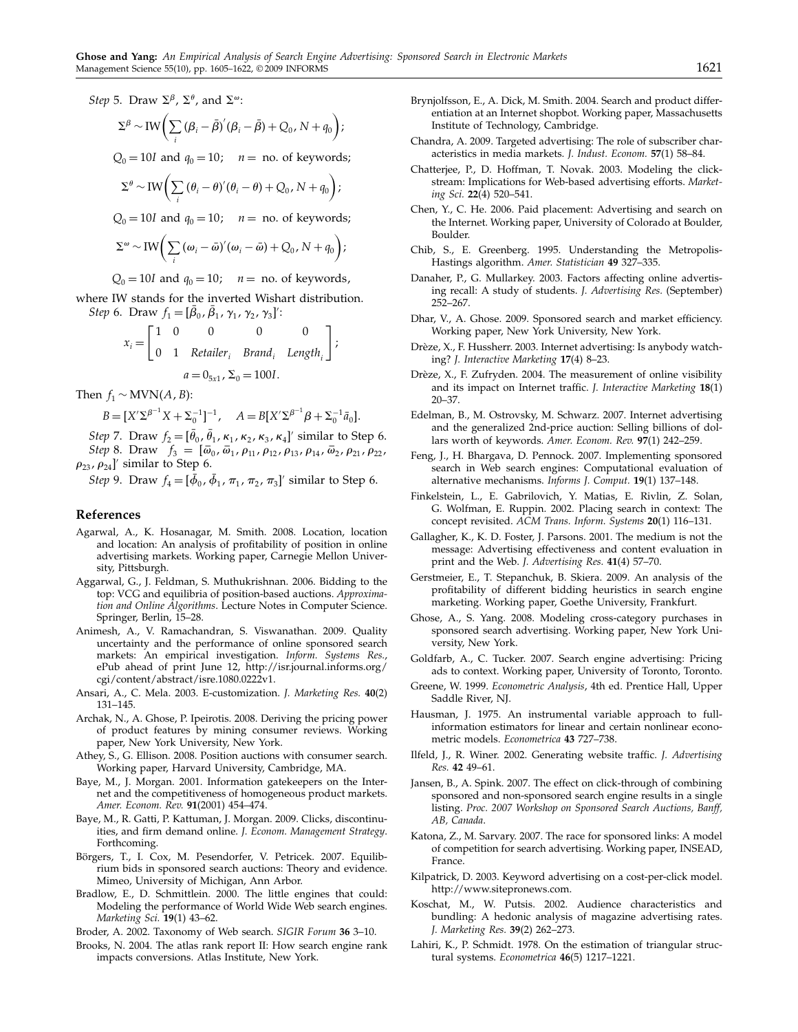*Step* 5. Draw $\Sigma^{\beta}$, $\Sigma^{\theta}$, and $\Sigma^{\omega}$:

$$\Sigma^{\beta} \sim \text{IW}\left(\sum_i (\beta_i - \bar{\beta})'(\beta_i - \bar{\beta}) + Q_0, N + q_0\right);$$

$Q_0 = 10I$ and $q_0 = 10$; $n =$ no. of keywords;

$$\Sigma^{\theta} \sim \text{IW}\left(\sum_i (\theta_i - \theta)'(\theta_i - \theta) + Q_0, N + q_0\right);$$

$Q_0 = 10I$ and $q_0 = 10$; $n =$ no. of keywords;

$$\Sigma^{\omega} \sim \text{IW}\left(\sum_i (\omega_i - \bar{\omega})'(\omega_i - \bar{\omega}) + Q_0, N + q_0\right);$$

$Q_0 = 10I$ and $q_0 = 10$; $n =$ no. of keywords,

where IW stands for the inverted Wishart distribution.

*Step* 6. Draw $f_1 = [\bar{\beta}_0, \bar{\beta}_1, \gamma_1, \gamma_2, \gamma_3]'$:

$$x_i = \begin{bmatrix} 1 & 0 & 0 & 0 & 0 \\ 0 & 1 & Retailer_i & Brand_i & Length_i \end{bmatrix};$$

$$a = 0_{5x1}, \ \Sigma_0 = 100I.$$

Then $f_1 \sim \text{MVN}(A, B)$:

$$B = [X'\Sigma^{\beta^{-1}}X + \Sigma_0^{-1}]^{-1}, \quad A = B[X'\Sigma^{\beta^{-1}}\beta + \Sigma_0^{-1}\bar{a}_0].$$

*Step* 7. Draw $f_2 = [\bar{\theta}_0, \bar{\theta}_1, \kappa_1, \kappa_2, \kappa_3, \kappa_4]'$ similar to Step 6.

*Step* 8. Draw $f_3 = [\bar{\omega}_0, \bar{\omega}_1, \rho_{11}, \rho_{12}, \rho_{13}, \rho_{14}, \bar{\omega}_2, \rho_{21}, \rho_{22}, \rho_{23}, \rho_{24}]'$ similar to Step 6.

*Step* 9. Draw $f_4 = [\bar{\phi}_0, \bar{\phi}_1, \pi_1, \pi_2, \pi_3]'$ similar to Step 6.

## References

Agarwal, A., K. Hosanagar, M. Smith. 2008. Location, location and location: An analysis of profitability of position in online advertising markets. Working paper, Carnegie Mellon University, Pittsburgh.

Aggarwal, G., J. Feldman, S. Muthukrishnan. 2006. Bidding to the top: VCG and equilibria of position-based auctions. *Approximation and Online Algorithms*. Lecture Notes in Computer Science. Springer, Berlin, 15–28.

Animesh, A., V. Ramachandran, S. Viswanathan. 2009. Quality uncertainty and the performance of online sponsored search markets: An empirical investigation. *Inform. Systems Res.*, ePub ahead of print June 12, http://isr.journal.informs.org/cgi/content/abstract/isre.1080.0222v1.

Ansari, A., C. Mela. 2003. E-customization. *J. Marketing Res.* **40**(2) 131–145.

Archak, N., A. Ghose, P. Ipeirotis. 2008. Deriving the pricing power of product features by mining consumer reviews. Working paper, New York University, New York.

Athey, S., G. Ellison. 2008. Position auctions with consumer search. Working paper, Harvard University, Cambridge, MA.

Baye, M., J. Morgan. 2001. Information gatekeepers on the Internet and the competitiveness of homogeneous product markets. *Amer. Econom. Rev.* **91**(2001) 454–474.

Baye, M., R. Gatti, P. Kattuman, J. Morgan. 2009. Clicks, discontinuities, and firm demand online. *J. Econom. Management Strategy*. Forthcoming.

Börgers, T., I. Cox, M. Pesendorfer, V. Petricek. 2007. Equilibrium bids in sponsored search auctions: Theory and evidence. Mimeo, University of Michigan, Ann Arbor.

Bradlow, E., D. Schmittlein. 2000. The little engines that could: Modeling the performance of World Wide Web search engines. *Marketing Sci.* **19**(1) 43–62.

Broder, A. 2002. Taxonomy of Web search. *SIGIR Forum* **36** 3–10.

Brooks, N. 2004. The atlas rank report II: How search engine rank impacts conversions. Atlas Institute, New York.

Brynjolfsson, E., A. Dick, M. Smith. 2004. Search and product differentiation at an Internet shopbot. Working paper, Massachusetts Institute of Technology, Cambridge.

Chandra, A. 2009. Targeted advertising: The role of subscriber characteristics in media markets. *J. Indust. Econom.* **57**(1) 58–84.

Chatterjee, P., D. Hoffman, T. Novak. 2003. Modeling the clickstream: Implications for Web-based advertising efforts. *Marketing Sci.* **22**(4) 520–541.

Chen, Y., C. He. 2006. Paid placement: Advertising and search on the Internet. Working paper, University of Colorado at Boulder, Boulder.

Chib, S., E. Greenberg. 1995. Understanding the Metropolis-Hastings algorithm. *Amer. Statistician* **49** 327–335.

Danaher, P., G. Mullarkey. 2003. Factors affecting online advertising recall: A study of students. *J. Advertising Res.* (September) 252–267.

Dhar, V., A. Ghose. 2009. Sponsored search and market efficiency. Working paper, New York University, New York.

Drèze, X., F. Hussherr. 2003. Internet advertising: Is anybody watching? *J. Interactive Marketing* **17**(4) 8–23.

Drèze, X., F. Zufryden. 2004. The measurement of online visibility and its impact on Internet traffic. *J. Interactive Marketing* **18**(1) 20–37.

Edelman, B., M. Ostrovsky, M. Schwarz. 2007. Internet advertising and the generalized 2nd-price auction: Selling billions of dollars worth of keywords. *Amer. Econom. Rev.* **97**(1) 242–259.

Feng, J., H. Bhargava, D. Pennock. 2007. Implementing sponsored search in Web search engines: Computational evaluation of alternative mechanisms. *Informs J. Comput.* **19**(1) 137–148.

Finkelstein, L., E. Gabrilovich, Y. Matias, E. Rivlin, Z. Solan, G. Wolfman, E. Ruppin. 2002. Placing search in context: The concept revisited. *ACM Trans. Inform. Systems* **20**(1) 116–131.

Gallagher, K., K. D. Foster, J. Parsons. 2001. The medium is not the message: Advertising effectiveness and content evaluation in print and the Web. *J. Advertising Res.* **41**(4) 57–70.

Gerstmeier, E., T. Stepanchuk, B. Skiera. 2009. An analysis of the profitability of different bidding heuristics in search engine marketing. Working paper, Goethe University, Frankfurt.

Ghose, A., S. Yang. 2008. Modeling cross-category purchases in sponsored search advertising. Working paper, New York University, New York.

Goldfarb, A., C. Tucker. 2007. Search engine advertising: Pricing ads to context. Working paper, University of Toronto, Toronto.

Greene, W. 1999. *Econometric Analysis*, 4th ed. Prentice Hall, Upper Saddle River, NJ.

Hausman, J. 1975. An instrumental variable approach to full-information estimators for linear and certain nonlinear econometric models. *Econometrica* **43** 727–738.

Ilfeld, J., R. Winer. 2002. Generating website traffic. *J. Advertising Res.* **42** 49–61.

Jansen, B., A. Spink. 2007. The effect on click-through of combining sponsored and non-sponsored search engine results in a single listing. *Proc. 2007 Workshop on Sponsored Search Auctions, Banff, AB, Canada*.

Katona, Z., M. Sarvary. 2007. The race for sponsored links: A model of competition for search advertising. Working paper, INSEAD, France.

Kilpatrick, D. 2003. Keyword advertising on a cost-per-click model. http://www.sitepronews.com.

Koschat, M., W. Putsis. 2002. Audience characteristics and bundling: A hedonic analysis of magazine advertising rates. *J. Marketing Res.* **39**(2) 262–273.

Lahiri, K., P. Schmidt. 1978. On the estimation of triangular structural systems. *Econometrica* **46**(5) 1217–1221.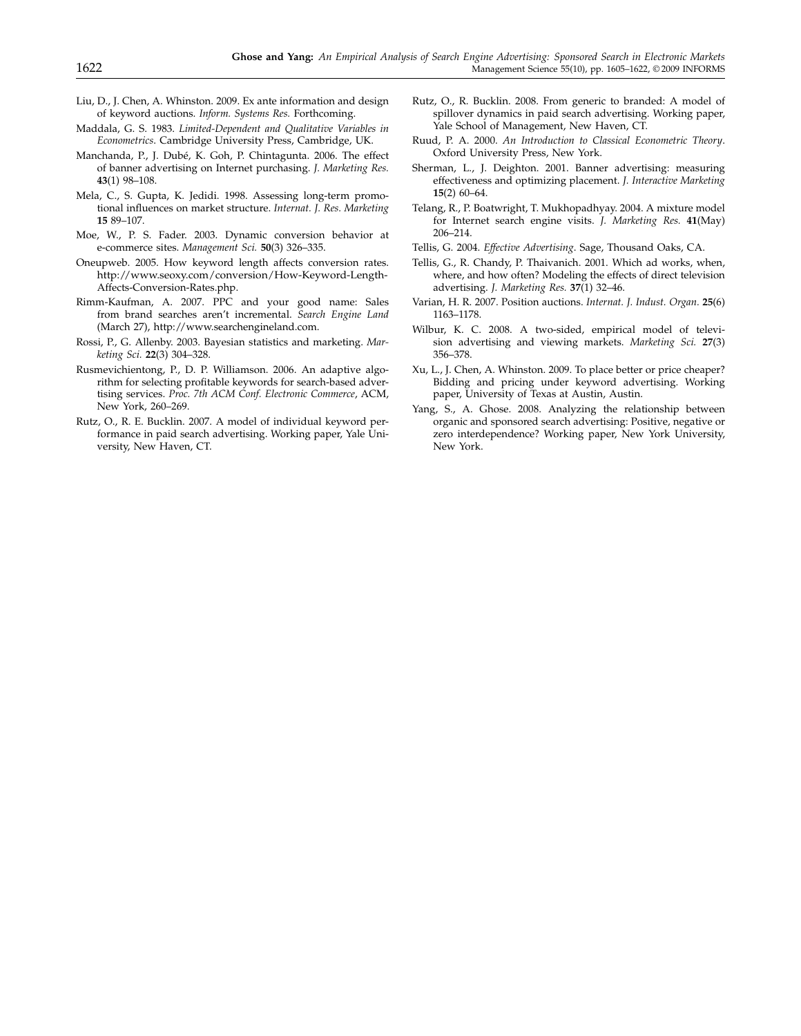Liu, D., J. Chen, A. Whinston. 2009. Ex ante information and design of keyword auctions. *Inform. Systems Res.* Forthcoming.

Maddala, G. S. 1983. *Limited-Dependent and Qualitative Variables in Econometrics*. Cambridge University Press, Cambridge, UK.

Manchanda, P., J. Dubé, K. Goh, P. Chintagunta. 2006. The effect of banner advertising on Internet purchasing. *J. Marketing Res.* **43**(1) 98–108.

Mela, C., S. Gupta, K. Jedidi. 1998. Assessing long-term promotional influences on market structure. *Internat. J. Res. Marketing* **15** 89–107.

Moe, W., P. S. Fader. 2003. Dynamic conversion behavior at e-commerce sites. *Management Sci.* **50**(3) 326–335.

Oneupweb. 2005. How keyword length affects conversion rates. http://www.seoxy.com/conversion/How-Keyword-Length-Affects-Conversion-Rates.php.

Rimm-Kaufman, A. 2007. PPC and your good name: Sales from brand searches aren't incremental. *Search Engine Land* (March 27), http://www.searchengineland.com.

Rossi, P., G. Allenby. 2003. Bayesian statistics and marketing. *Marketing Sci.* **22**(3) 304–328.

Rusmevichientong, P., D. P. Williamson. 2006. An adaptive algorithm for selecting profitable keywords for search-based advertising services. *Proc. 7th ACM Conf. Electronic Commerce*, ACM, New York, 260–269.

Rutz, O., R. E. Bucklin. 2007. A model of individual keyword performance in paid search advertising. Working paper, Yale University, New Haven, CT.

Rutz, O., R. Bucklin. 2008. From generic to branded: A model of spillover dynamics in paid search advertising. Working paper, Yale School of Management, New Haven, CT.

Ruud, P. A. 2000. *An Introduction to Classical Econometric Theory*. Oxford University Press, New York.

Sherman, L., J. Deighton. 2001. Banner advertising: measuring effectiveness and optimizing placement. *J. Interactive Marketing* **15**(2) 60–64.

Telang, R., P. Boatwright, T. Mukhopadhyay. 2004. A mixture model for Internet search engine visits. *J. Marketing Res.* **41**(May) 206–214.

Tellis, G. 2004. *Effective Advertising*. Sage, Thousand Oaks, CA.

Tellis, G., R. Chandy, P. Thaivanich. 2001. Which ad works, when, where, and how often? Modeling the effects of direct television advertising. *J. Marketing Res.* **37**(1) 32–46.

Varian, H. R. 2007. Position auctions. *Internat. J. Indust. Organ.* **25**(6) 1163–1178.

Wilbur, K. C. 2008. A two-sided, empirical model of television advertising and viewing markets. *Marketing Sci.* **27**(3) 356–378.

Xu, L., J. Chen, A. Whinston. 2009. To place better or price cheaper? Bidding and pricing under keyword advertising. Working paper, University of Texas at Austin, Austin.

Yang, S., A. Ghose. 2008. Analyzing the relationship between organic and sponsored search advertising: Positive, negative or zero interdependence? Working paper, New York University, New York.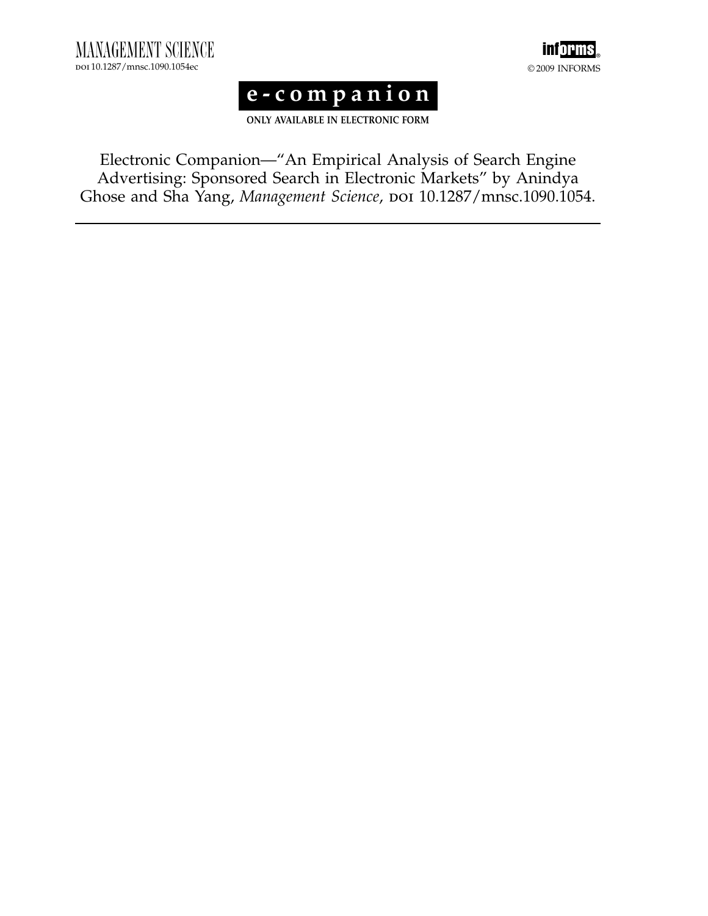# e-companion

**ONLY AVAILABLE IN ELECTRONIC FORM**

Electronic Companion—"An Empirical Analysis of Search Engine Advertising: Sponsored Search in Electronic Markets" by Anindya Ghose and Sha Yang, *Management Science*, DOI 10.1287/mnsc.1090.1054.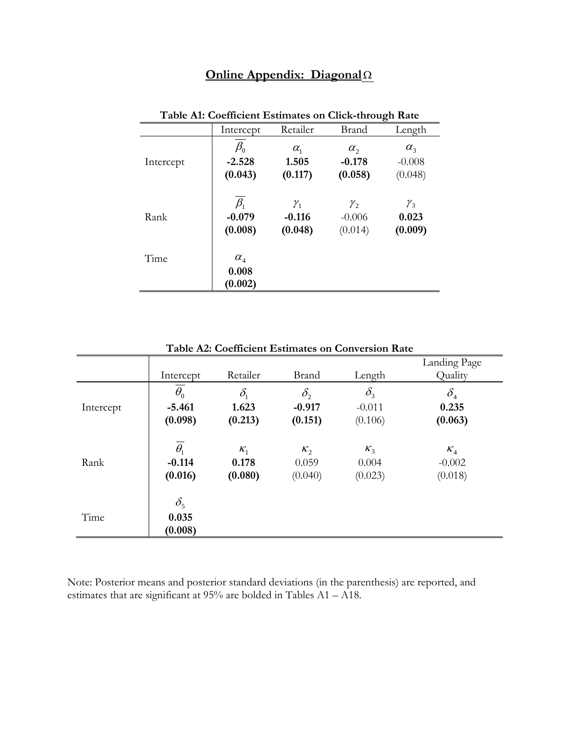# Online Appendix: Diagonal $\Omega$

**Table A1: Coefficient Estimates on Click-through Rate**

| | Intercept | Retailer | Brand | Length |
|---|---|---|---|---|
| Intercept | $\overline{\beta_0}$ | $\alpha_1$ | $\alpha_2$ | $\alpha_3$ |
| | **-2.528** | **1.505** | **-0.178** | -0.008 |
| | **(0.043)** | **(0.117)** | **(0.058)** | (0.048) |
| Rank | $\overline{\beta_1}$ | $\gamma_1$ | $\gamma_2$ | $\gamma_3$ |
| | **-0.079** | **-0.116** | -0.006 | **0.023** |
| | **(0.008)** | **(0.048)** | (0.014) | **(0.009)** |
| Time | $\alpha_4$ | | | |
| | **0.008** | | | |
| | **(0.002)** | | | |

**Table A2: Coefficient Estimates on Conversion Rate**

| | Intercept | Retailer | Brand | Length | Landing Page Quality |
|---|---|---|---|---|---|
| Intercept | $\overline{\theta_0}$ | $\delta_1$ | $\delta_2$ | $\delta_3$ | $\delta_4$ |
| | **-5.461** | **1.623** | **-0.917** | -0.011 | **0.235** |
| | **(0.098)** | **(0.213)** | **(0.151)** | (0.106) | **(0.063)** |
| Rank | $\overline{\theta_1}$ | $\kappa_1$ | $\kappa_2$ | $\kappa_3$ | $\kappa_4$ |
| | **-0.114** | **0.178** | 0.059 | 0.004 | -0.002 |
| | **(0.016)** | **(0.080)** | (0.040) | (0.023) | (0.018) |
| Time | $\delta_5$ | | | | |
| | **0.035** | | | | |
| | **(0.008)** | | | | |

Note: Posterior means and posterior standard deviations (in the parenthesis) are reported, and estimates that are significant at 95% are bolded in Tables A1 – A18.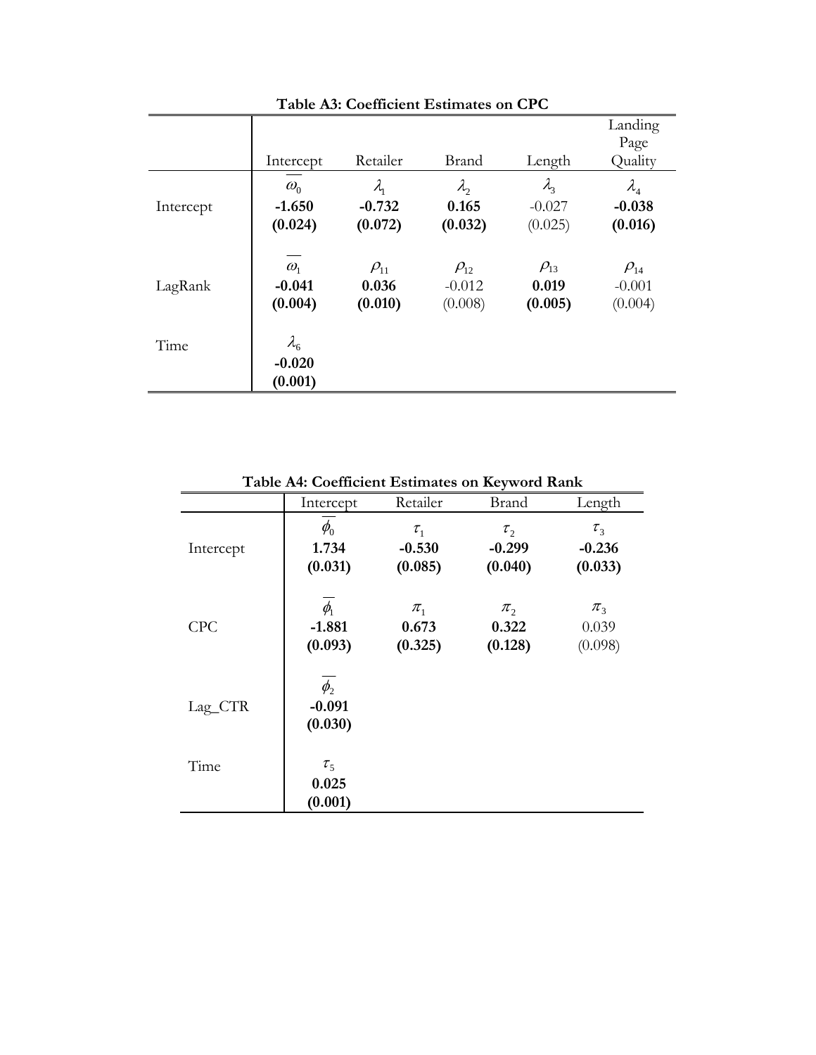**Table A3: Coefficient Estimates on CPC**

| | Intercept | Retailer | Brand | Length | Landing Page Quality |
|---|---|---|---|---|---|
| Intercept | $\overline{\omega_0}$<br>**-1.650**<br>**(0.024)** | $\lambda_1$<br>**-0.732**<br>**(0.072)** | $\lambda_2$<br>**0.165**<br>**(0.032)** | $\lambda_3$<br>-0.027<br>(0.025) | $\lambda_4$<br>**-0.038**<br>**(0.016)** |
| LagRank | $\overline{\omega_1}$<br>**-0.041**<br>**(0.004)** | $\rho_{11}$<br>**0.036**<br>**(0.010)** | $\rho_{12}$<br>-0.012<br>(0.008) | $\rho_{13}$<br>**0.019**<br>**(0.005)** | $\rho_{14}$<br>-0.001<br>(0.004) |
| Time | $\lambda_6$<br>**-0.020**<br>**(0.001)** | | | | |

**Table A4: Coefficient Estimates on Keyword Rank**

| | Intercept | Retailer | Brand | Length |
|---|---|---|---|---|
| Intercept | $\overline{\phi_0}$<br>**1.734**<br>**(0.031)** | $\tau_1$<br>**-0.530**<br>**(0.085)** | $\tau_2$<br>**-0.299**<br>**(0.040)** | $\tau_3$<br>**-0.236**<br>**(0.033)** |
| CPC | $\overline{\phi_1}$<br>**-1.881**<br>**(0.093)** | $\pi_1$<br>**0.673**<br>**(0.325)** | $\pi_2$<br>**0.322**<br>**(0.128)** | $\pi_3$<br>0.039<br>(0.098) |
| Lag_CTR | $\overline{\phi_2}$<br>**-0.091**<br>**(0.030)** | | | |
| Time | $\tau_5$<br>**0.025**<br>**(0.001)** | | | |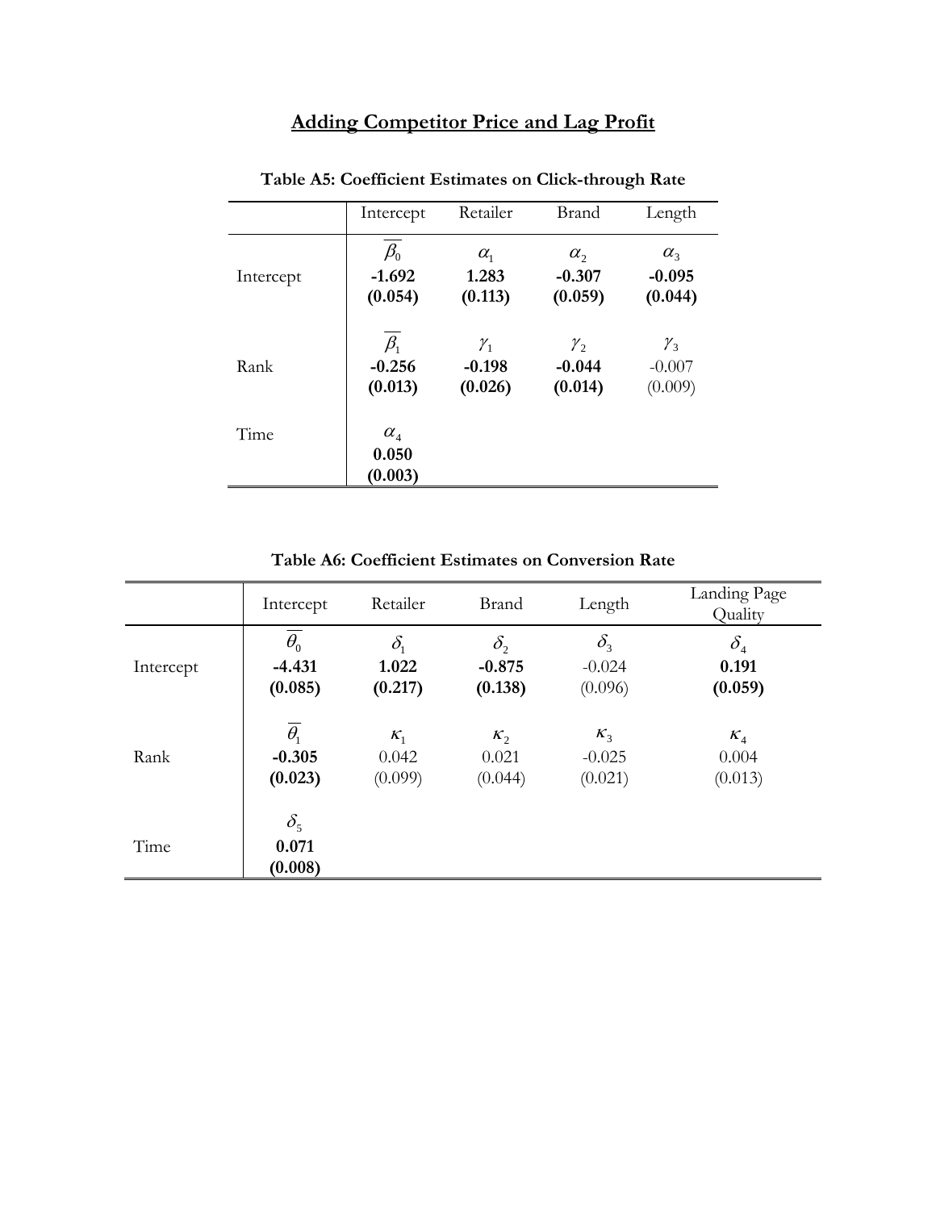# Adding Competitor Price and Lag Profit

**Table A5: Coefficient Estimates on Click-through Rate**

| | Intercept | Retailer | Brand | Length |
|---|---|---|---|---|
| Intercept | $\overline{\beta_0}$ **-1.692** **(0.054)** | $\alpha_1$ **1.283** **(0.113)** | $\alpha_2$ **-0.307** **(0.059)** | $\alpha_3$ **-0.095** **(0.044)** |
| Rank | $\overline{\beta_1}$ **-0.256** **(0.013)** | $\gamma_1$ **-0.198** **(0.026)** | $\gamma_2$ **-0.044** **(0.014)** | $\gamma_3$ -0.007 (0.009) |
| Time | $\alpha_4$ **0.050** **(0.003)** | | | |

**Table A6: Coefficient Estimates on Conversion Rate**

| | Intercept | Retailer | Brand | Length | Landing Page Quality |
|---|---|---|---|---|---|
| Intercept | $\overline{\theta_0}$ **-4.431** **(0.085)** | $\delta_1$ **1.022** **(0.217)** | $\delta_2$ **-0.875** **(0.138)** | $\delta_3$ -0.024 (0.096) | $\delta_4$ **0.191** **(0.059)** |
| Rank | $\overline{\theta_1}$ **-0.305** **(0.023)** | $\kappa_1$ 0.042 (0.099) | $\kappa_2$ 0.021 (0.044) | $\kappa_3$ -0.025 (0.021) | $\kappa_4$ 0.004 (0.013) |
| Time | $\delta_5$ **0.071** **(0.008)** | | | | |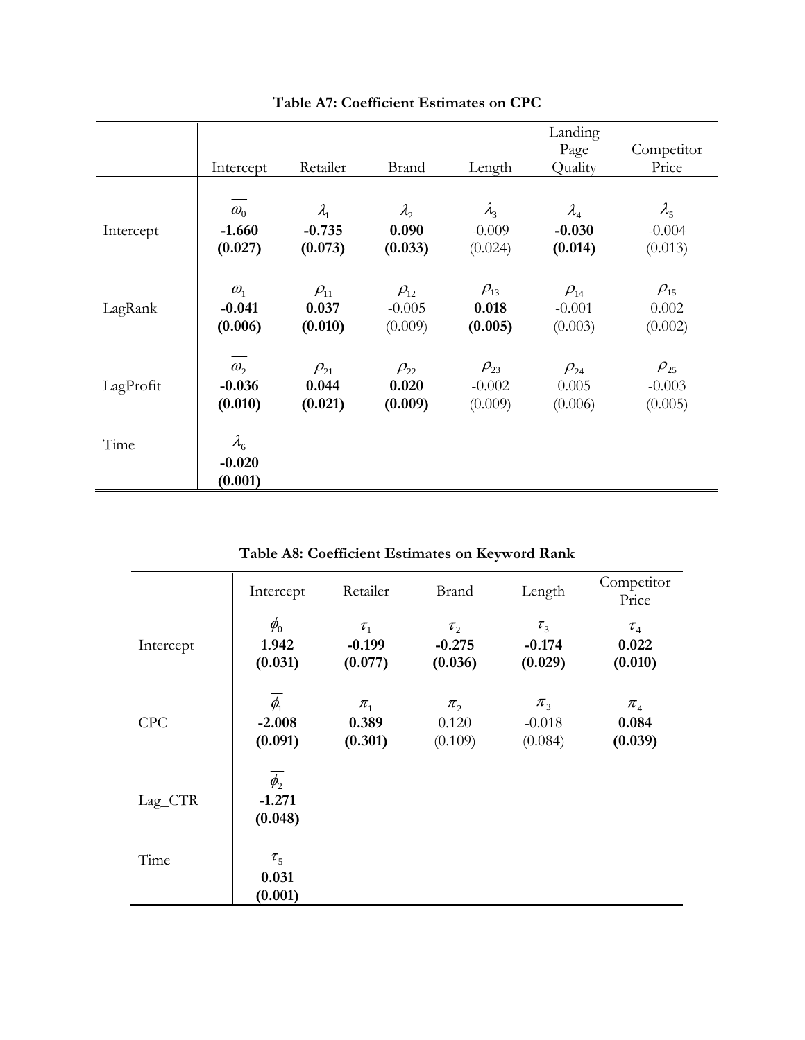**Table A7: Coefficient Estimates on CPC**

| | Intercept | Retailer | Brand | Length | Landing Page Quality | Competitor Price |
|---|---|---|---|---|---|---|
| | $\overline{\omega_0}$ | $\lambda_1$ | $\lambda_2$ | $\lambda_3$ | $\lambda_4$ | $\lambda_5$ |
| Intercept | **-1.660** | **-0.735** | **0.090** | -0.009 | **-0.030** | -0.004 |
| | **(0.027)** | **(0.073)** | **(0.033)** | (0.024) | **(0.014)** | (0.013) |
| | $\overline{\omega_1}$ | $\rho_{11}$ | $\rho_{12}$ | $\rho_{13}$ | $\rho_{14}$ | $\rho_{15}$ |
| LagRank | **-0.041** | **0.037** | -0.005 | **0.018** | -0.001 | 0.002 |
| | **(0.006)** | **(0.010)** | (0.009) | **(0.005)** | (0.003) | (0.002) |
| | $\overline{\omega_2}$ | $\rho_{21}$ | $\rho_{22}$ | $\rho_{23}$ | $\rho_{24}$ | $\rho_{25}$ |
| LagProfit | **-0.036** | **0.044** | **0.020** | -0.002 | 0.005 | -0.003 |
| | **(0.010)** | **(0.021)** | **(0.009)** | (0.009) | (0.006) | (0.005) |
| | $\lambda_6$ | | | | | |
| Time | **-0.020** | | | | | |
| | **(0.001)** | | | | | |

**Table A8: Coefficient Estimates on Keyword Rank**

| | Intercept | Retailer | Brand | Length | Competitor Price |
|---|---|---|---|---|---|
| | $\overline{\phi_0}$ | $\tau_1$ | $\tau_2$ | $\tau_3$ | $\tau_4$ |
| Intercept | **1.942** | **-0.199** | **-0.275** | **-0.174** | **0.022** |
| | **(0.031)** | **(0.077)** | **(0.036)** | **(0.029)** | **(0.010)** |
| | $\overline{\phi_1}$ | $\pi_1$ | $\pi_2$ | $\pi_3$ | $\pi_4$ |
| CPC | **-2.008** | **0.389** | 0.120 | -0.018 | **0.084** |
| | **(0.091)** | **(0.301)** | (0.109) | (0.084) | **(0.039)** |
| | $\overline{\phi_2}$ | | | | |
| Lag_CTR | **-1.271** | | | | |
| | **(0.048)** | | | | |
| | $\tau_5$ | | | | |
| Time | **0.031** | | | | |
| | **(0.001)** | | | | |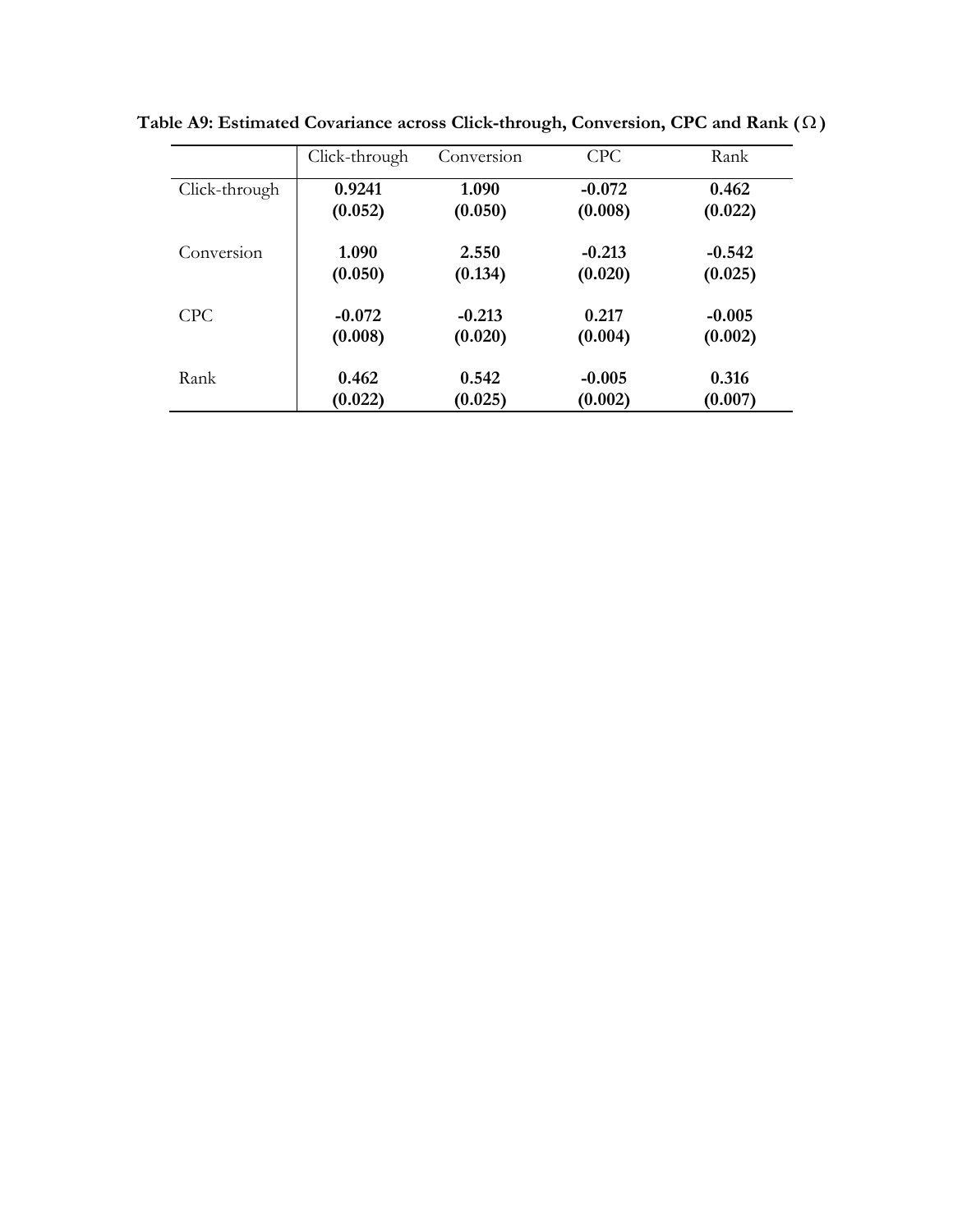**Table A9: Estimated Covariance across Click-through, Conversion, CPC and Rank ($\Omega$)**

| | Click-through | Conversion | CPC | Rank |
|---|---|---|---|---|
| Click-through | **0.9241** | **1.090** | **-0.072** | **0.462** |
| | **(0.052)** | **(0.050)** | **(0.008)** | **(0.022)** |
| Conversion | **1.090** | **2.550** | **-0.213** | **-0.542** |
| | **(0.050)** | **(0.134)** | **(0.020)** | **(0.025)** |
| CPC | **-0.072** | **-0.213** | **0.217** | **-0.005** |
| | **(0.008)** | **(0.020)** | **(0.004)** | **(0.002)** |
| Rank | **0.462** | **0.542** | **-0.005** | **0.316** |
| | **(0.022)** | **(0.025)** | **(0.002)** | **(0.007)** |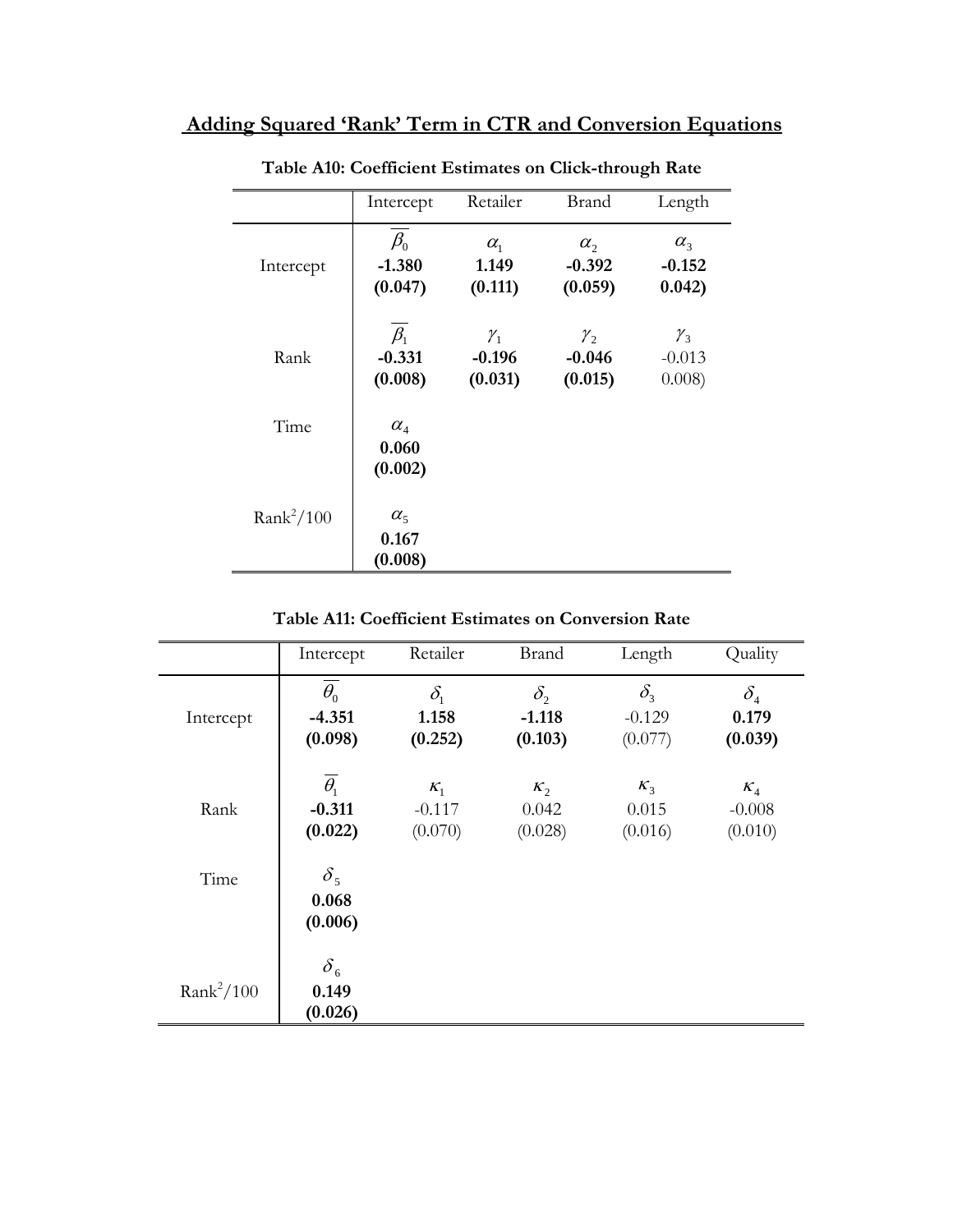## Adding Squared 'Rank' Term in CTR and Conversion Equations

**Table A10: Coefficient Estimates on Click-through Rate**

| | Intercept | Retailer | Brand | Length |
|---|---|---|---|---|
| Intercept | $\overline{\beta_0}$ **-1.380** **(0.047)** | $\alpha_1$ **1.149** **(0.111)** | $\alpha_2$ **-0.392** **(0.059)** | $\alpha_3$ **-0.152** **0.042)** |
| Rank | $\overline{\beta_1}$ **-0.331** **(0.008)** | $\gamma_1$ **-0.196** **(0.031)** | $\gamma_2$ **-0.046** **(0.015)** | $\gamma_3$ -0.013 0.008) |
| Time | $\alpha_4$ **0.060** **(0.002)** | | | |
| $Rank^2/100$ | $\alpha_5$ **0.167** **(0.008)** | | | |

**Table A11: Coefficient Estimates on Conversion Rate**

| | Intercept | Retailer | Brand | Length | Quality |
|---|---|---|---|---|---|
| Intercept | $\overline{\theta_0}$ **-4.351** **(0.098)** | $\delta_1$ **1.158** **(0.252)** | $\delta_2$ **-1.118** **(0.103)** | $\delta_3$ -0.129 (0.077) | $\delta_4$ **0.179** **(0.039)** |
| Rank | $\overline{\theta_1}$ **-0.311** **(0.022)** | $\kappa_1$ -0.117 (0.070) | $\kappa_2$ 0.042 (0.028) | $\kappa_3$ 0.015 (0.016) | $\kappa_4$ -0.008 (0.010) |
| Time | $\delta_5$ **0.068** **(0.006)** | | | | |
| $Rank^2/100$ | $\delta_6$ **0.149** **(0.026)** | | | | |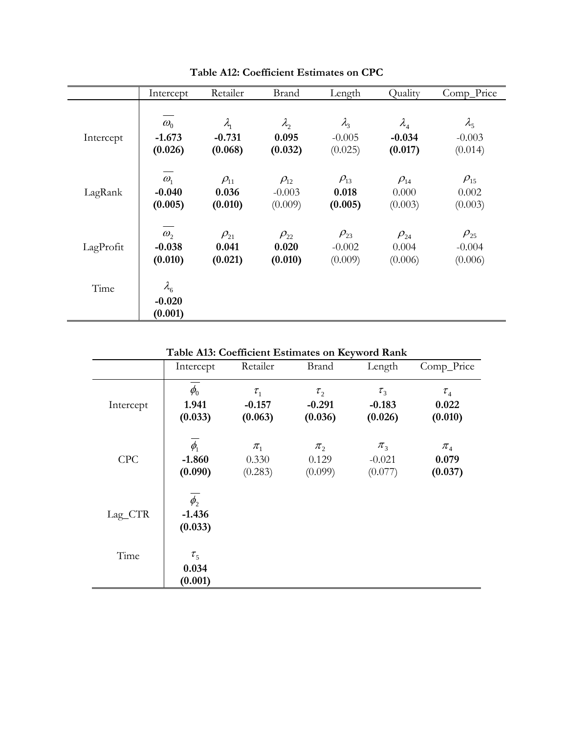**Table A12: Coefficient Estimates on CPC**

| | Intercept | Retailer | Brand | Length | Quality | Comp_Price |
|---|---|---|---|---|---|---|
| Intercept | $\overline{\omega_0}$ **-1.673** **(0.026)** | $\lambda_1$ **-0.731** **(0.068)** | $\lambda_2$ **0.095** **(0.032)** | $\lambda_3$ -0.005 (0.025) | $\lambda_4$ **-0.034** **(0.017)** | $\lambda_5$ -0.003 (0.014) |
| LagRank | $\overline{\omega_1}$ **-0.040** **(0.005)** | $\rho_{11}$ **0.036** **(0.010)** | $\rho_{12}$ -0.003 (0.009) | $\rho_{13}$ **0.018** **(0.005)** | $\rho_{14}$ 0.000 (0.003) | $\rho_{15}$ 0.002 (0.003) |
| LagProfit | $\overline{\omega_2}$ **-0.038** **(0.010)** | $\rho_{21}$ **0.041** **(0.021)** | $\rho_{22}$ **0.020** **(0.010)** | $\rho_{23}$ -0.002 (0.009) | $\rho_{24}$ 0.004 (0.006) | $\rho_{25}$ -0.004 (0.006) |
| Time | $\lambda_6$ **-0.020** **(0.001)** | | | | | |

**Table A13: Coefficient Estimates on Keyword Rank**

| | Intercept | Retailer | Brand | Length | Comp_Price |
|---|---|---|---|---|---|
| Intercept | $\overline{\phi_0}$ **1.941** **(0.033)** | $\tau_1$ **-0.157** **(0.063)** | $\tau_2$ **-0.291** **(0.036)** | $\tau_3$ **-0.183** **(0.026)** | $\tau_4$ **0.022** **(0.010)** |
| CPC | $\overline{\phi_1}$ **-1.860** **(0.090)** | $\pi_1$ 0.330 (0.283) | $\pi_2$ 0.129 (0.099) | $\pi_3$ -0.021 (0.077) | $\pi_4$ **0.079** **(0.037)** |
| Lag_CTR | $\overline{\phi_2}$ **-1.436** **(0.033)** | | | | |
| Time | $\tau_5$ **0.034** **(0.001)** | | | | |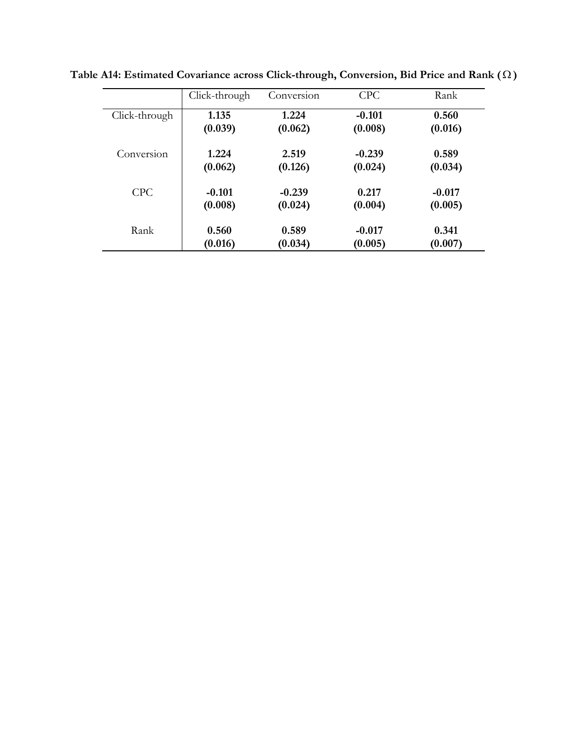**Table A14: Estimated Covariance across Click-through, Conversion, Bid Price and Rank ($\Omega$)**

| | Click-through | Conversion | CPC | Rank |
|---|---|---|---|---|
| Click-through | **1.135** | **1.224** | **-0.101** | **0.560** |
| | **(0.039)** | **(0.062)** | **(0.008)** | **(0.016)** |
| Conversion | **1.224** | **2.519** | **-0.239** | **0.589** |
| | **(0.062)** | **(0.126)** | **(0.024)** | **(0.034)** |
| CPC | **-0.101** | **-0.239** | **0.217** | **-0.017** |
| | **(0.008)** | **(0.024)** | **(0.004)** | **(0.005)** |
| Rank | **0.560** | **0.589** | **-0.017** | **0.341** |
| | **(0.016)** | **(0.034)** | **(0.005)** | **(0.007)** |